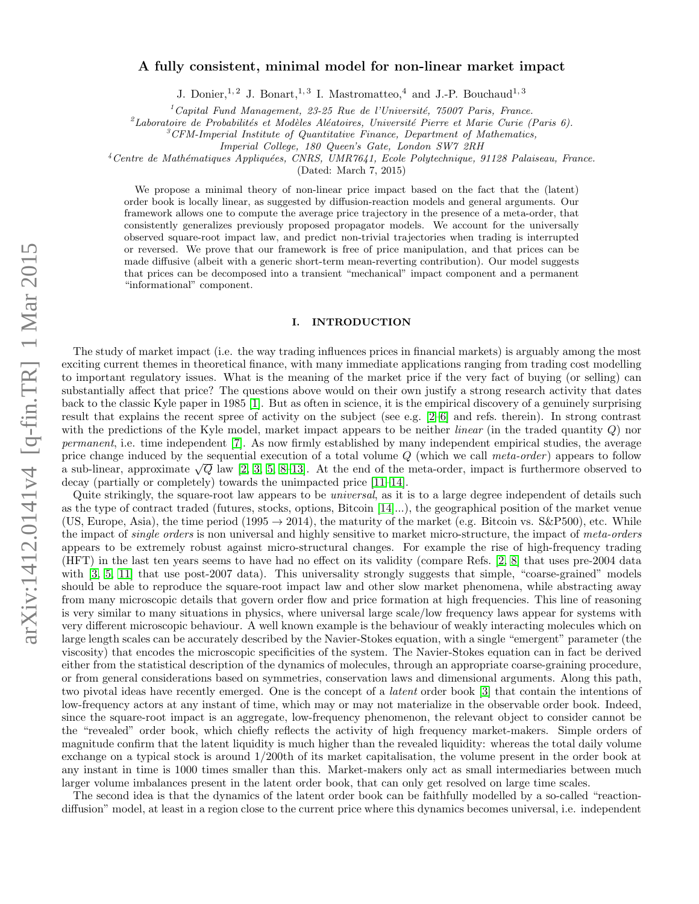# A fully consistent, minimal model for non-linear market impact

J. Donier,[1,2] J. Bonart,[1,3] I. Mastromatteo,[4] and J.-P. Bouchaud[1,3]

[1] Capital Fund Management, 23-25 Rue de l'Université, 75007 Paris, France.
[2] Laboratoire de Probabilités et Modèles Aléatoires, Université Pierre et Marie Curie (Paris 6).
[3] CFM-Imperial Institute of Quantitative Finance, Department of Mathematics, Imperial College, 180 Queen's Gate, London SW7 2RH
[4] Centre de Mathématiques Appliquées, CNRS, UMR7641, Ecole Polytechnique, 91128 Palaiseau, France.

(Dated: March 7, 2015)

We propose a minimal theory of non-linear price impact based on the fact that the (latent) order book is locally linear, as suggested by diffusion-reaction models and general arguments. Our framework allows one to compute the average price trajectory in the presence of a meta-order, that consistently generalizes previously proposed propagator models. We account for the universally observed square-root impact law, and predict non-trivial trajectories when trading is interrupted or reversed. We prove that our framework is free of price manipulation, and that prices can be made diffusive (albeit with a generic short-term mean-reverting contribution). Our model suggests that prices can be decomposed into a transient "mechanical" impact component and a permanent "informational" component.

## I. INTRODUCTION

The study of market impact (i.e. the way trading influences prices in financial markets) is arguably among the most exciting current themes in theoretical finance, with many immediate applications ranging from trading cost modelling to important regulatory issues. What is the meaning of the market price if the very fact of buying (or selling) can substantially affect that price? The questions above would on their own justify a strong research activity that dates back to the classic Kyle paper in 1985 [1]. But as often in science, it is the empirical discovery of a genuinely surprising result that explains the recent spree of activity on the subject (see e.g. [2–6] and refs. therein). In strong contrast with the predictions of the Kyle model, market impact appears to be neither *linear* (in the traded quantity $Q$) nor *permanent*, i.e. time independent [7]. As now firmly established by many independent empirical studies, the average price change induced by the sequential execution of a total volume $Q$ (which we call *meta-order*) appears to follow a sub-linear, approximate $\sqrt{Q}$ law [2, 3, 5, 8–13]. At the end of the meta-order, impact is furthermore observed to decay (partially or completely) towards the unimpacted price [11–14].

Quite strikingly, the square-root law appears to be *universal*, as it is to a large degree independent of details such as the type of contract traded (futures, stocks, options, Bitcoin [14]...), the geographical position of the market venue (US, Europe, Asia), the time period (1995 → 2014), the maturity of the market (e.g. Bitcoin vs. S&P500), etc. While the impact of *single orders* is non universal and highly sensitive to market micro-structure, the impact of *meta-orders* appears to be extremely robust against micro-structural changes. For example the rise of high-frequency trading (HFT) in the last ten years seems to have had no effect on its validity (compare Refs. [2, 8] that uses pre-2004 data with [3, 5, 11] that use post-2007 data). This universality strongly suggests that simple, "coarse-grained" models should be able to reproduce the square-root impact law and other slow market phenomena, while abstracting away from many microscopic details that govern order flow and price formation at high frequencies. This line of reasoning is very similar to many situations in physics, where universal large scale/low frequency laws appear for systems with very different microscopic behaviour. A well known example is the behaviour of weakly interacting molecules which on large length scales can be accurately described by the Navier-Stokes equation, with a single "emergent" parameter (the viscosity) that encodes the microscopic specificities of the system. The Navier-Stokes equation can in fact be derived either from the statistical description of the dynamics of molecules, through an appropriate coarse-graining procedure, or from general considerations based on symmetries, conservation laws and dimensional arguments. Along this path, two pivotal ideas have recently emerged. One is the concept of a *latent* order book [3] that contain the intentions of low-frequency actors at any instant of time, which may or may not materialize in the observable order book. Indeed, since the square-root impact is an aggregate, low-frequency phenomenon, the relevant object to consider cannot be the "revealed" order book, which chiefly reflects the activity of high frequency market-makers. Simple orders of magnitude confirm that the latent liquidity is much higher than the revealed liquidity: whereas the total daily volume exchange on a typical stock is around 1/200th of its market capitalisation, the volume present in the order book at any instant in time is 1000 times smaller than this. Market-makers only act as small intermediaries between much larger volume imbalances present in the latent order book, that can only get resolved on large time scales.

The second idea is that the dynamics of the latent order book can be faithfully modelled by a so-called "reaction-diffusion" model, at least in a region close to the current price where this dynamics becomes universal, i.e. independent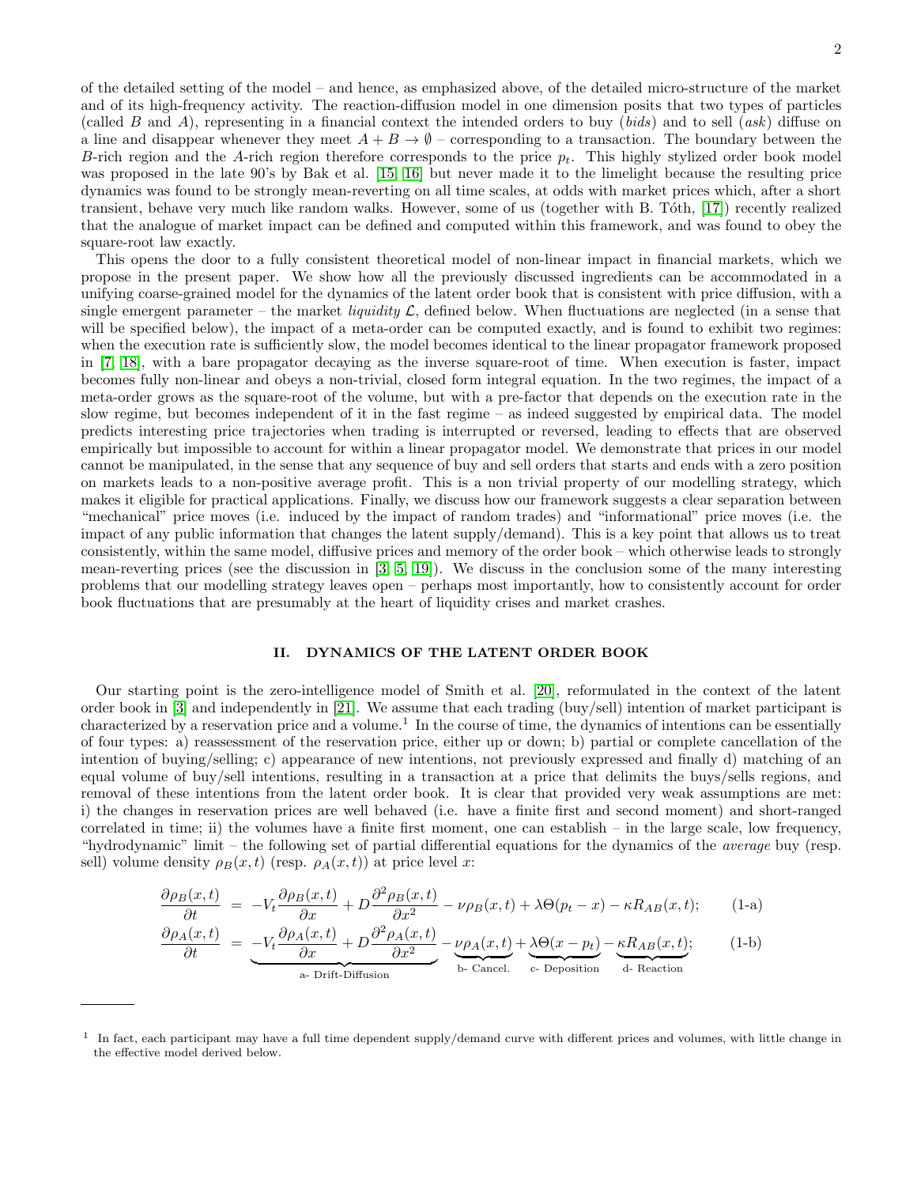of the detailed setting of the model – and hence, as emphasized above, of the detailed micro-structure of the market and of its high-frequency activity. The reaction-diffusion model in one dimension posits that two types of particles (called $B$ and $A$), representing in a financial context the intended orders to buy (*bids*) and to sell (*ask*) diffuse on a line and disappear whenever they meet $A + B \to \emptyset$ – corresponding to a transaction. The boundary between the $B$-rich region and the $A$-rich region therefore corresponds to the price $p_t$. This highly stylized order book model was proposed in the late 90's by Bak et al. [15, 16] but never made it to the limelight because the resulting price dynamics was found to be strongly mean-reverting on all time scales, at odds with market prices which, after a short transient, behave very much like random walks. However, some of us (together with B. Tóth, [17]) recently realized that the analogue of market impact can be defined and computed within this framework, and was found to obey the square-root law exactly.

This opens the door to a fully consistent theoretical model of non-linear impact in financial markets, which we propose in the present paper. We show how all the previously discussed ingredients can be accommodated in a unifying coarse-grained model for the dynamics of the latent order book that is consistent with price diffusion, with a single emergent parameter – the market *liquidity* $\mathcal{L}$, defined below. When fluctuations are neglected (in a sense that will be specified below), the impact of a meta-order can be computed exactly, and is found to exhibit two regimes: when the execution rate is sufficiently slow, the model becomes identical to the linear propagator framework proposed in [7, 18], with a bare propagator decaying as the inverse square-root of time. When execution is faster, impact becomes fully non-linear and obeys a non-trivial, closed form integral equation. In the two regimes, the impact of a meta-order grows as the square-root of the volume, but with a pre-factor that depends on the execution rate in the slow regime, but becomes independent of it in the fast regime – as indeed suggested by empirical data. The model predicts interesting price trajectories when trading is interrupted or reversed, leading to effects that are observed empirically but impossible to account for within a linear propagator model. We demonstrate that prices in our model cannot be manipulated, in the sense that any sequence of buy and sell orders that starts and ends with a zero position on markets leads to a non-positive average profit. This is a non trivial property of our modelling strategy, which makes it eligible for practical applications. Finally, we discuss how our framework suggests a clear separation between "mechanical" price moves (i.e. induced by the impact of random trades) and "informational" price moves (i.e. the impact of any public information that changes the latent supply/demand). This is a key point that allows us to treat consistently, within the same model, diffusive prices and memory of the order book – which otherwise leads to strongly mean-reverting prices (see the discussion in [3, 5, 19]). We discuss in the conclusion some of the many interesting problems that our modelling strategy leaves open – perhaps most importantly, how to consistently account for order book fluctuations that are presumably at the heart of liquidity crises and market crashes.

## II. DYNAMICS OF THE LATENT ORDER BOOK

Our starting point is the zero-intelligence model of Smith et al. [20], reformulated in the context of the latent order book in [3] and independently in [21]. We assume that each trading (buy/sell) intention of market participant is characterized by a reservation price and a volume.[1] In the course of time, the dynamics of intentions can be essentially of four types: a) reassessment of the reservation price, either up or down; b) partial or complete cancellation of the intention of buying/selling; c) appearance of new intentions, not previously expressed and finally d) matching of an equal volume of buy/sell intentions, resulting in a transaction at a price that delimits the buys/sells regions, and removal of these intentions from the latent order book. It is clear that provided very weak assumptions are met: i) the changes in reservation prices are well behaved (i.e. have a finite first and second moment) and short-ranged correlated in time; ii) the volumes have a finite first moment, one can establish – in the large scale, low frequency, "hydrodynamic" limit – the following set of partial differential equations for the dynamics of the *average* buy (resp. sell) volume density $\rho_B(x,t)$ (resp. $\rho_A(x,t)$) at price level $x$:

$$\frac{\partial \rho_B(x,t)}{\partial t} = -V_t \frac{\partial \rho_B(x,t)}{\partial x} + D \frac{\partial^2 \rho_B(x,t)}{\partial x^2} - \nu \rho_B(x,t) + \lambda \Theta(p_t - x) - \kappa R_{AB}(x,t); \tag{1-a}$$

$$\frac{\partial \rho_A(x,t)}{\partial t} = \underbrace{-V_t \frac{\partial \rho_A(x,t)}{\partial x} + D \frac{\partial^2 \rho_A(x,t)}{\partial x^2}}_{\text{a- Drift-Diffusion}} - \underbrace{\nu \rho_A(x,t)}_{\text{b- Cancel.}} + \underbrace{\lambda \Theta(x - p_t)}_{\text{c- Deposition}} - \underbrace{\kappa R_{AB}(x,t)}_{\text{d- Reaction}}; \tag{1-b}$$

---

[1] In fact, each participant may have a full time dependent supply/demand curve with different prices and volumes, with little change in the effective model derived below.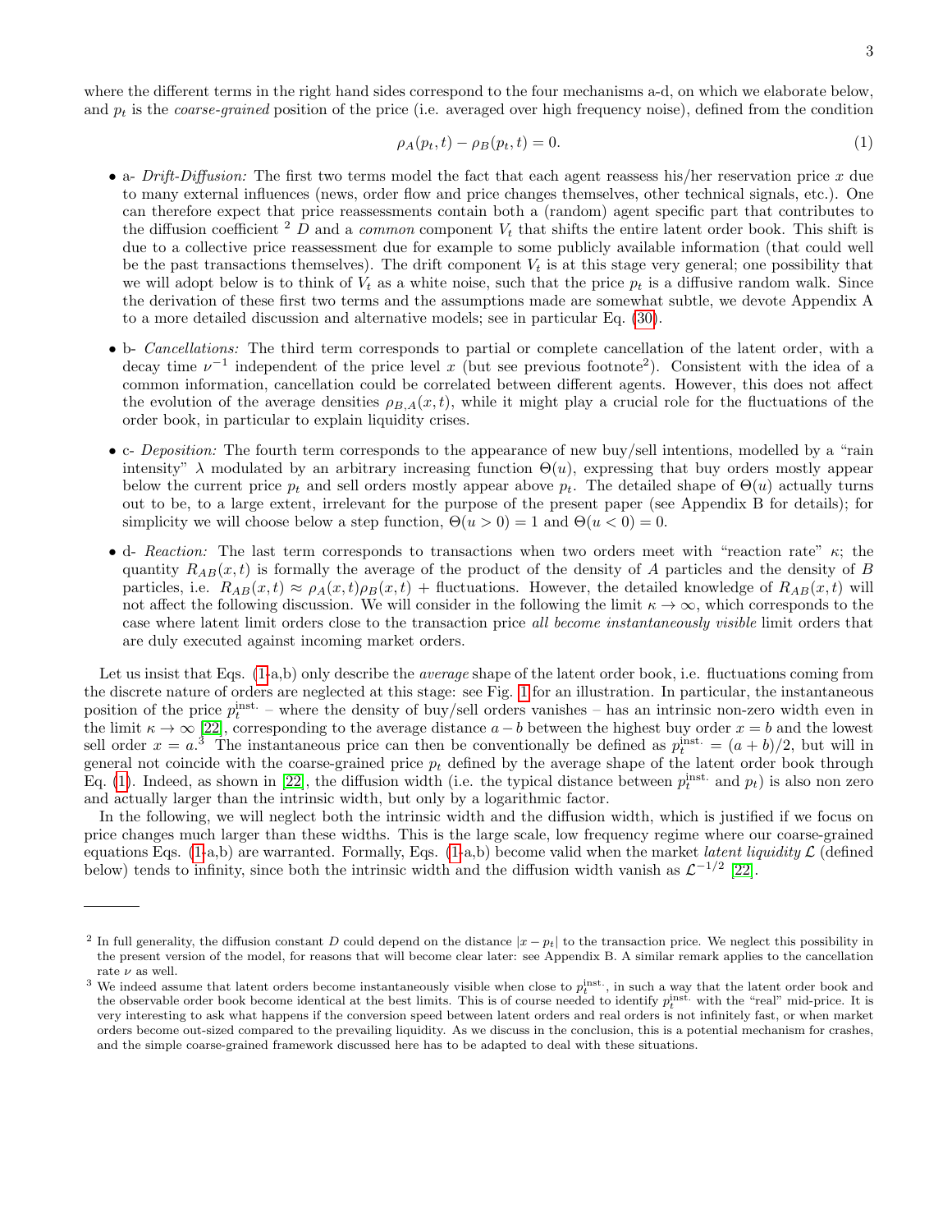where the different terms in the right hand sides correspond to the four mechanisms a-d, on which we elaborate below, and $p_t$ is the *coarse-grained* position of the price (i.e. averaged over high frequency noise), defined from the condition

$$\rho_A(p_t, t) - \rho_B(p_t, t) = 0. \tag{1}$$

- a- *Drift-Diffusion:* The first two terms model the fact that each agent reassess his/her reservation price $x$ due to many external influences (news, order flow and price changes themselves, other technical signals, etc.). One can therefore expect that price reassessments contain both a (random) agent specific part that contributes to the diffusion coefficient [2] $D$ and a *common* component $V_t$ that shifts the entire latent order book. This shift is due to a collective price reassessment due for example to some publicly available information (that could well be the past transactions themselves). The drift component $V_t$ is at this stage very general; one possibility that we will adopt below is to think of $V_t$ as a white noise, such that the price $p_t$ is a diffusive random walk. Since the derivation of these first two terms and the assumptions made are somewhat subtle, we devote Appendix A to a more detailed discussion and alternative models; see in particular Eq. (30).

- b- *Cancellations:* The third term corresponds to partial or complete cancellation of the latent order, with a decay time $\nu^{-1}$ independent of the price level $x$ (but see previous footnote[2]). Consistent with the idea of a common information, cancellation could be correlated between different agents. However, this does not affect the evolution of the average densities $\rho_{B,A}(x,t)$, while it might play a crucial role for the fluctuations of the order book, in particular to explain liquidity crises.

- c- *Deposition:* The fourth term corresponds to the appearance of new buy/sell intentions, modelled by a "rain intensity" $\lambda$ modulated by an arbitrary increasing function $\Theta(u)$, expressing that buy orders mostly appear below the current price $p_t$ and sell orders mostly appear above $p_t$. The detailed shape of $\Theta(u)$ actually turns out to be, to a large extent, irrelevant for the purpose of the present paper (see Appendix B for details); for simplicity we will choose below a step function, $\Theta(u > 0) = 1$ and $\Theta(u < 0) = 0$.

- d- *Reaction:* The last term corresponds to transactions when two orders meet with "reaction rate" $\kappa$; the quantity $R_{AB}(x,t)$ is formally the average of the product of the density of $A$ particles and the density of $B$ particles, i.e. $R_{AB}(x,t) \approx \rho_A(x,t)\rho_B(x,t)$ + fluctuations. However, the detailed knowledge of $R_{AB}(x,t)$ will not affect the following discussion. We will consider in the following the limit $\kappa \to \infty$, which corresponds to the case where latent limit orders close to the transaction price *all become instantaneously visible* limit orders that are duly executed against incoming market orders.

Let us insist that Eqs. (1-a,b) only describe the *average* shape of the latent order book, i.e. fluctuations coming from the discrete nature of orders are neglected at this stage: see Fig. 1 for an illustration. In particular, the instantaneous position of the price $p_t^{\text{inst.}}$ – where the density of buy/sell orders vanishes – has an intrinsic non-zero width even in the limit $\kappa \to \infty$ [22], corresponding to the average distance $a - b$ between the highest buy order $x = b$ and the lowest sell order $x = a$.[3] The instantaneous price can then be conventionally be defined as $p_t^{\text{inst.}} = (a + b)/2$, but will in general not coincide with the coarse-grained price $p_t$ defined by the average shape of the latent order book through Eq. (1). Indeed, as shown in [22], the diffusion width (i.e. the typical distance between $p_t^{\text{inst.}}$ and $p_t$) is also non zero and actually larger than the intrinsic width, but only by a logarithmic factor.

In the following, we will neglect both the intrinsic width and the diffusion width, which is justified if we focus on price changes much larger than these widths. This is the large scale, low frequency regime where our coarse-grained equations Eqs. (1-a,b) are warranted. Formally, Eqs. (1-a,b) become valid when the market *latent liquidity* $\mathcal{L}$ (defined below) tends to infinity, since both the intrinsic width and the diffusion width vanish as $\mathcal{L}^{-1/2}$ [22].

---

[2] In full generality, the diffusion constant $D$ could depend on the distance $|x - p_t|$ to the transaction price. We neglect this possibility in the present version of the model, for reasons that will become clear later: see Appendix B. A similar remark applies to the cancellation rate $\nu$ as well.

[3] We indeed assume that latent orders become instantaneously visible when close to $p_t^{\text{inst.}}$, in such a way that the latent order book and the observable order book become identical at the best limits. This is of course needed to identify $p_t^{\text{inst.}}$ with the "real" mid-price. It is very interesting to ask what happens if the conversion speed between latent orders and real orders is not infinitely fast, or when market orders become out-sized compared to the prevailing liquidity. As we discuss in the conclusion, this is a potential mechanism for crashes, and the simple coarse-grained framework discussed here has to be adapted to deal with these situations.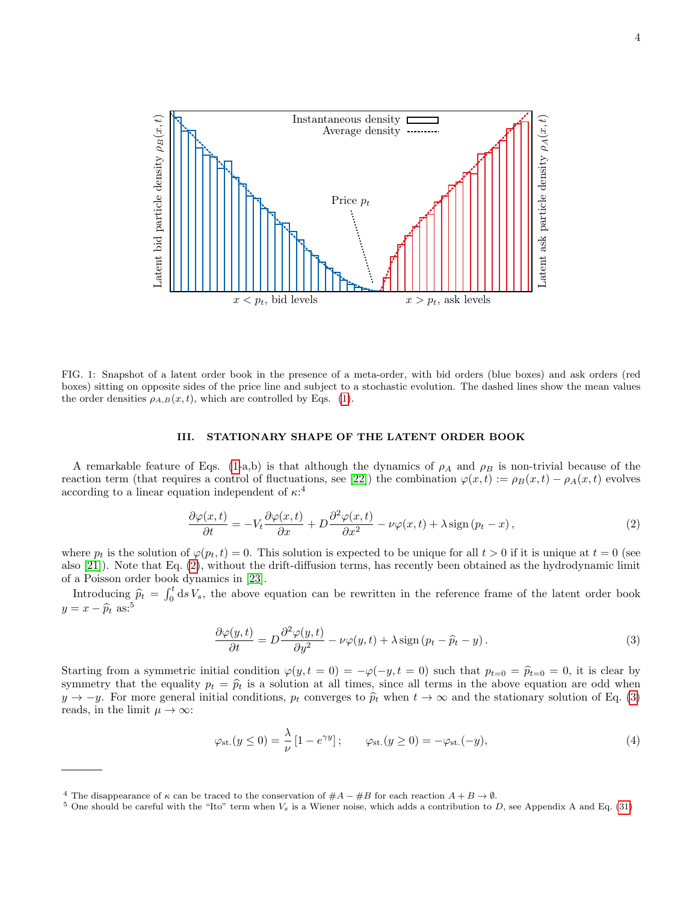FIG. 1: Snapshot of a latent order book in the presence of a meta-order, with bid orders (blue boxes) and ask orders (red boxes) sitting on opposite sides of the price line and subject to a stochastic evolution. The dashed lines show the mean values the order densities $\rho_{A,B}(x,t)$, which are controlled by Eqs. (1).

## III. STATIONARY SHAPE OF THE LATENT ORDER BOOK

A remarkable feature of Eqs. (1-a,b) is that although the dynamics of $\rho_A$ and $\rho_B$ is non-trivial because of the reaction term (that requires a control of fluctuations, see [22]) the combination $\varphi(x,t) := \rho_B(x,t) - \rho_A(x,t)$ evolves according to a linear equation independent of $\kappa$:[4]

$$\frac{\partial \varphi(x,t)}{\partial t} = -V_t \frac{\partial \varphi(x,t)}{\partial x} + D\frac{\partial^2 \varphi(x,t)}{\partial x^2} - \nu\varphi(x,t) + \lambda\,\mathrm{sign}\left(p_t - x\right), \tag{2}$$

where $p_t$ is the solution of $\varphi(p_t,t) = 0$. This solution is expected to be unique for all $t > 0$ if it is unique at $t = 0$ (see also [21]). Note that Eq. (2), without the drift-diffusion terms, has recently been obtained as the hydrodynamic limit of a Poisson order book dynamics in [23].

Introducing $\widehat{p}_t = \int_0^t \mathrm{d}s\, V_s$, the above equation can be rewritten in the reference frame of the latent order book $y = x - \widehat{p}_t$ as:[5]

$$\frac{\partial \varphi(y,t)}{\partial t} = D\frac{\partial^2 \varphi(y,t)}{\partial y^2} - \nu\varphi(y,t) + \lambda\,\mathrm{sign}\left(p_t - \widehat{p}_t - y\right). \tag{3}$$

Starting from a symmetric initial condition $\varphi(y,t=0) = -\varphi(-y,t=0)$ such that $p_{t=0} = \widehat{p}_{t=0} = 0$, it is clear by symmetry that the equality $p_t = \widehat{p}_t$ is a solution at all times, since all terms in the above equation are odd when $y \to -y$. For more general initial conditions, $p_t$ converges to $\widehat{p}_t$ when $t \to \infty$ and the stationary solution of Eq. (3) reads, in the limit $\mu \to \infty$:

$$\varphi_{\mathrm{st.}}(y \le 0) = \frac{\lambda}{\nu}\left[1 - e^{\gamma y}\right]; \qquad \varphi_{\mathrm{st.}}(y \ge 0) = -\varphi_{\mathrm{st.}}(-y), \tag{4}$$

---

[4] The disappearance of $\kappa$ can be traced to the conservation of $\#A - \#B$ for each reaction $A + B \to \emptyset$.

[5] One should be careful with the "Ito" term when $V_s$ is a Wiener noise, which adds a contribution to $D$, see Appendix A and Eq. (31)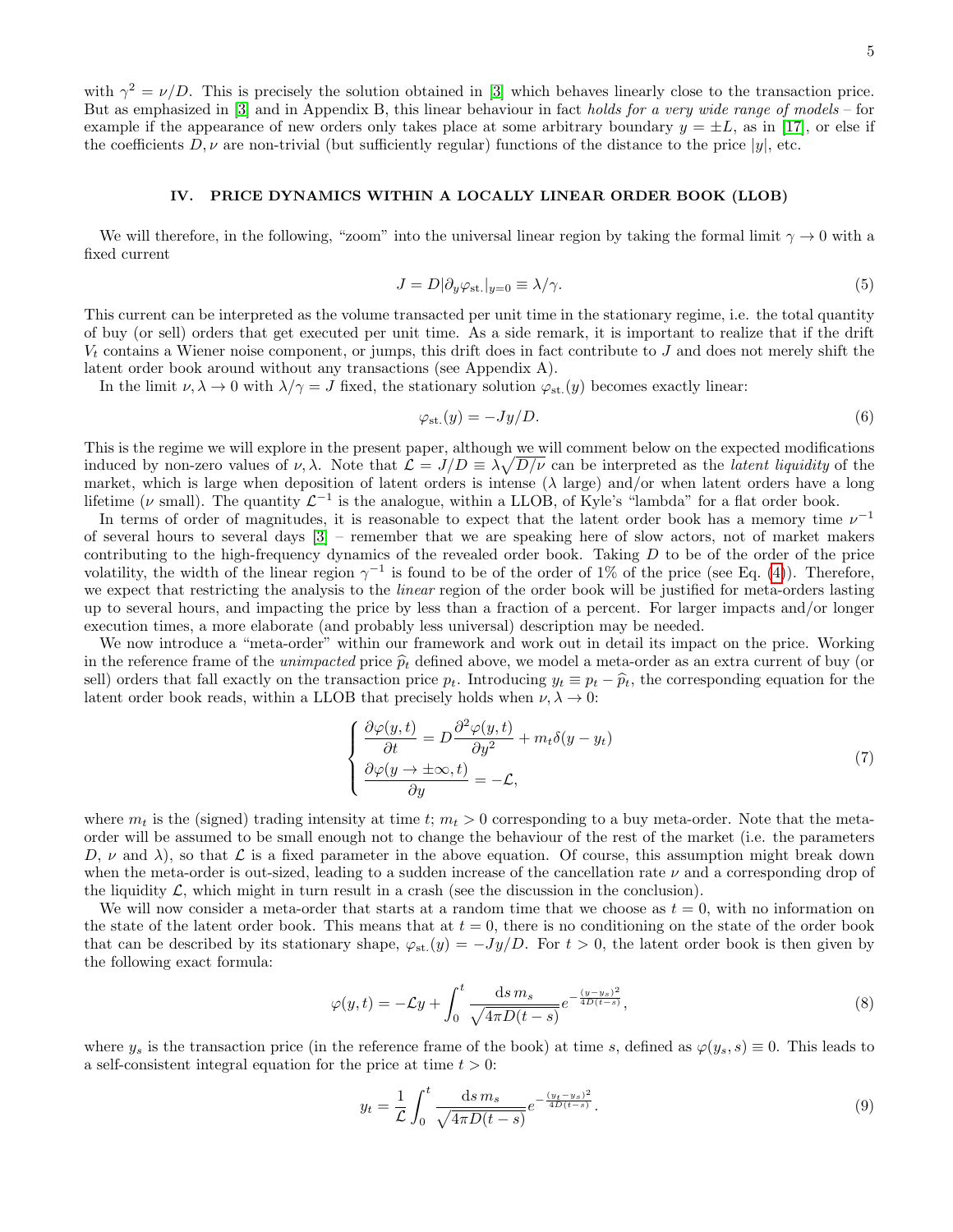with $\gamma^2 = \nu/D$. This is precisely the solution obtained in [3] which behaves linearly close to the transaction price. But as emphasized in [3] and in Appendix B, this linear behaviour in fact *holds for a very wide range of models* – for example if the appearance of new orders only takes place at some arbitrary boundary $y = \pm L$, as in [17], or else if the coefficients $D, \nu$ are non-trivial (but sufficiently regular) functions of the distance to the price $|y|$, etc.

## IV. PRICE DYNAMICS WITHIN A LOCALLY LINEAR ORDER BOOK (LLOB)

We will therefore, in the following, "zoom" into the universal linear region by taking the formal limit $\gamma \to 0$ with a fixed current

$$J = D|\partial_y \varphi_{\rm st.}|_{y=0} \equiv \lambda/\gamma. \tag{5}$$

This current can be interpreted as the volume transacted per unit time in the stationary regime, i.e. the total quantity of buy (or sell) orders that get executed per unit time. As a side remark, it is important to realize that if the drift $V_t$ contains a Wiener noise component, or jumps, this drift does in fact contribute to $J$ and does not merely shift the latent order book around without any transactions (see Appendix A).

In the limit $\nu, \lambda \to 0$ with $\lambda/\gamma = J$ fixed, the stationary solution $\varphi_{\rm st.}(y)$ becomes exactly linear:

$$\varphi_{\rm st.}(y) = -Jy/D. \tag{6}$$

This is the regime we will explore in the present paper, although we will comment below on the expected modifications induced by non-zero values of $\nu, \lambda$. Note that $\mathcal{L} = J/D \equiv \lambda\sqrt{D/\nu}$ can be interpreted as the *latent liquidity* of the market, which is large when deposition of latent orders is intense ($\lambda$ large) and/or when latent orders have a long lifetime ($\nu$ small). The quantity $\mathcal{L}^{-1}$ is the analogue, within a LLOB, of Kyle's "lambda" for a flat order book.

In terms of order of magnitudes, it is reasonable to expect that the latent order book has a memory time $\nu^{-1}$ of several hours to several days [3] – remember that we are speaking here of slow actors, not of market makers contributing to the high-frequency dynamics of the revealed order book. Taking $D$ to be of the order of the price volatility, the width of the linear region $\gamma^{-1}$ is found to be of the order of 1% of the price (see Eq. (4)). Therefore, we expect that restricting the analysis to the *linear* region of the order book will be justified for meta-orders lasting up to several hours, and impacting the price by less than a fraction of a percent. For larger impacts and/or longer execution times, a more elaborate (and probably less universal) description may be needed.

We now introduce a "meta-order" within our framework and work out in detail its impact on the price. Working in the reference frame of the *unimpacted* price $\widehat{p}_t$ defined above, we model a meta-order as an extra current of buy (or sell) orders that fall exactly on the transaction price $p_t$. Introducing $y_t \equiv p_t - \widehat{p}_t$, the corresponding equation for the latent order book reads, within a LLOB that precisely holds when $\nu, \lambda \to 0$:

$$\begin{cases} \dfrac{\partial \varphi(y,t)}{\partial t} = D\dfrac{\partial^2 \varphi(y,t)}{\partial y^2} + m_t \delta(y - y_t) \\ \dfrac{\partial \varphi(y \to \pm\infty, t)}{\partial y} = -\mathcal{L}, \end{cases} \tag{7}$$

where $m_t$ is the (signed) trading intensity at time $t$; $m_t > 0$ corresponding to a buy meta-order. Note that the meta-order will be assumed to be small enough not to change the behaviour of the rest of the market (i.e. the parameters $D$, $\nu$ and $\lambda$), so that $\mathcal{L}$ is a fixed parameter in the above equation. Of course, this assumption might break down when the meta-order is out-sized, leading to a sudden increase of the cancellation rate $\nu$ and a corresponding drop of the liquidity $\mathcal{L}$, which might in turn result in a crash (see the discussion in the conclusion).

We will now consider a meta-order that starts at a random time that we choose as $t = 0$, with no information on the state of the latent order book. This means that at $t = 0$, there is no conditioning on the state of the order book that can be described by its stationary shape, $\varphi_{\rm st.}(y) = -Jy/D$. For $t > 0$, the latent order book is then given by the following exact formula:

$$\varphi(y,t) = -\mathcal{L}y + \int_0^t \frac{\mathrm{d}s\, m_s}{\sqrt{4\pi D(t-s)}} e^{-\frac{(y-y_s)^2}{4D(t-s)}}, \tag{8}$$

where $y_s$ is the transaction price (in the reference frame of the book) at time $s$, defined as $\varphi(y_s, s) \equiv 0$. This leads to a self-consistent integral equation for the price at time $t > 0$:

$$y_t = \frac{1}{\mathcal{L}} \int_0^t \frac{\mathrm{d}s\, m_s}{\sqrt{4\pi D(t-s)}} e^{-\frac{(y_t-y_s)^2}{4D(t-s)}}. \tag{9}$$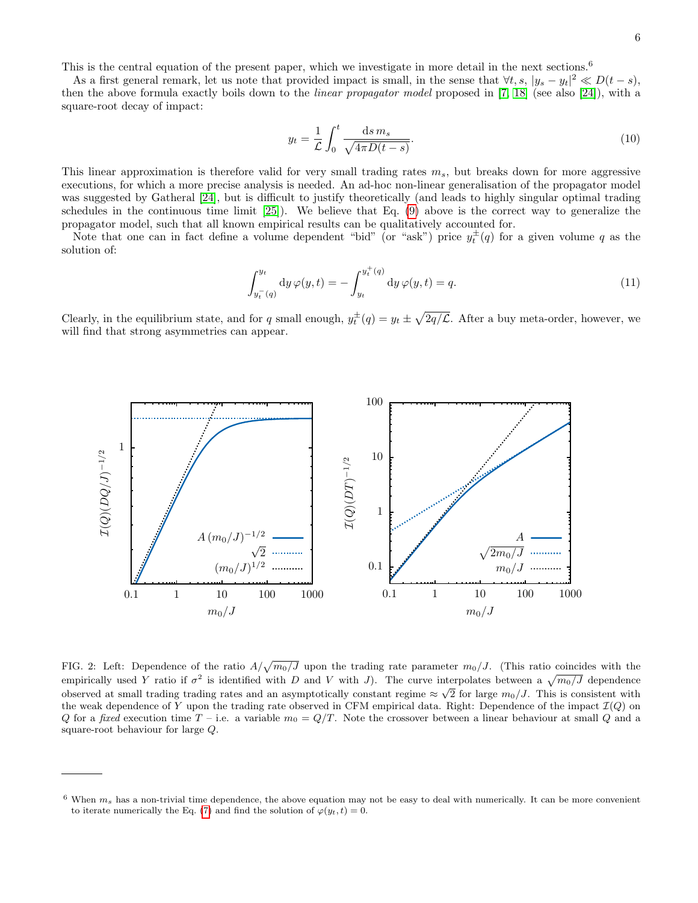This is the central equation of the present paper, which we investigate in more detail in the next sections.[6]

As a first general remark, let us note that provided impact is small, in the sense that $\forall t, s$, $|y_s - y_t|^2 \ll D(t-s)$, then the above formula exactly boils down to the *linear propagator model* proposed in [7, 18] (see also [24]), with a square-root decay of impact:

$$y_t = \frac{1}{\mathcal{L}} \int_0^t \frac{\mathrm{d}s \, m_s}{\sqrt{4\pi D(t-s)}}. \tag{10}$$

This linear approximation is therefore valid for very small trading rates $m_s$, but breaks down for more aggressive executions, for which a more precise analysis is needed. An ad-hoc non-linear generalisation of the propagator model was suggested by Gatheral [24], but is difficult to justify theoretically (and leads to highly singular optimal trading schedules in the continuous time limit [25]). We believe that Eq. (9) above is the correct way to generalize the propagator model, such that all known empirical results can be qualitatively accounted for.

Note that one can in fact define a volume dependent "bid" (or "ask") price $y_t^{\pm}(q)$ for a given volume $q$ as the solution of:

$$\int_{y_t^-(q)}^{y_t} \mathrm{d}y \, \varphi(y,t) = -\int_{y_t}^{y_t^+(q)} \mathrm{d}y \, \varphi(y,t) = q. \tag{11}$$

Clearly, in the equilibrium state, and for $q$ small enough, $y_t^{\pm}(q) = y_t \pm \sqrt{2q/\mathcal{L}}$. After a buy meta-order, however, we will find that strong asymmetries can appear.

FIG. 2: Left: Dependence of the ratio $A/\sqrt{m_0/J}$ upon the trading rate parameter $m_0/J$. (This ratio coincides with the empirically used $Y$ ratio if $\sigma^2$ is identified with $D$ and $V$ with $J$). The curve interpolates between a $\sqrt{m_0/J}$ dependence observed at small trading trading rates and an asymptotically constant regime $\approx \sqrt{2}$ for large $m_0/J$. This is consistent with the weak dependence of $Y$ upon the trading rate observed in CFM empirical data. Right: Dependence of the impact $\mathcal{I}(Q)$ on $Q$ for a *fixed* execution time $T$ – i.e. a variable $m_0 = Q/T$. Note the crossover between a linear behaviour at small $Q$ and a square-root behaviour for large $Q$.

[6] When $m_s$ has a non-trivial time dependence, the above equation may not be easy to deal with numerically. It can be more convenient to iterate numerically the Eq. (7) and find the solution of $\varphi(y_t, t) = 0$.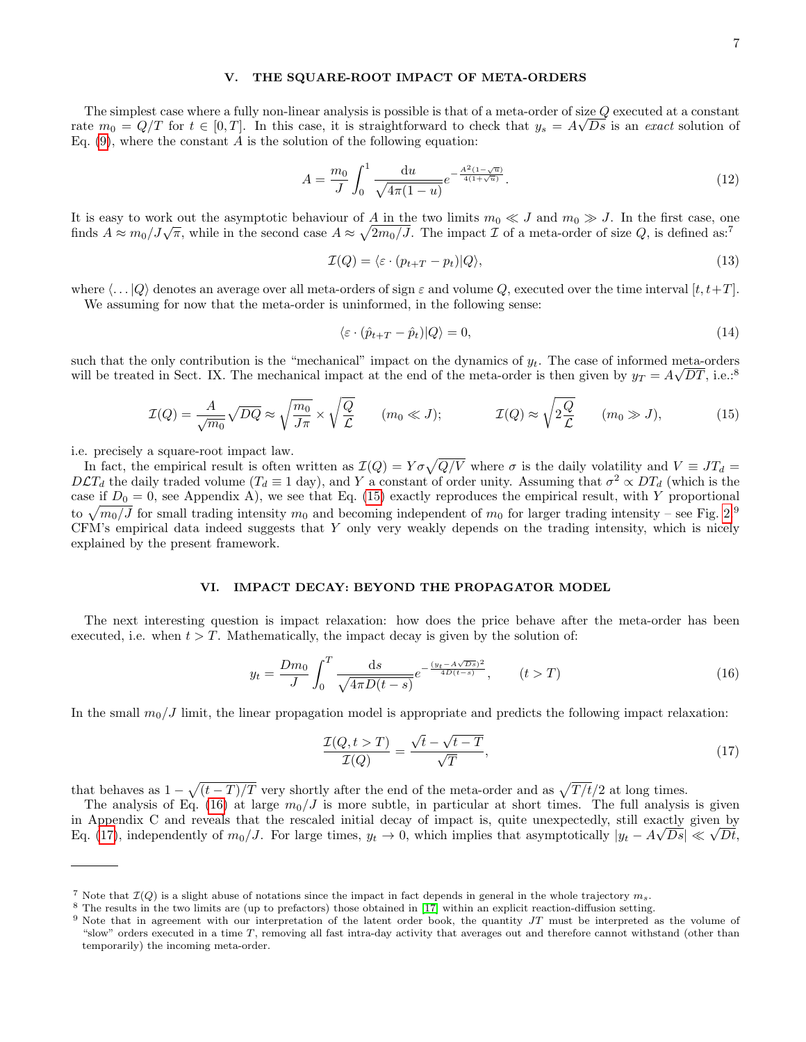## V. THE SQUARE-ROOT IMPACT OF META-ORDERS

The simplest case where a fully non-linear analysis is possible is that of a meta-order of size $Q$ executed at a constant rate $m_0 = Q/T$ for $t \in [0, T]$. In this case, it is straightforward to check that $y_s = A\sqrt{Ds}$ is an *exact* solution of Eq. (9), where the constant $A$ is the solution of the following equation:

$$A = \frac{m_0}{J} \int_0^1 \frac{\mathrm{d}u}{\sqrt{4\pi(1-u)}} e^{-\frac{A^2(1-\sqrt{u})}{4(1+\sqrt{u})}}. \tag{12}$$

It is easy to work out the asymptotic behaviour of $A$ in the two limits $m_0 \ll J$ and $m_0 \gg J$. In the first case, one finds $A \approx m_0/J\sqrt{\pi}$, while in the second case $A \approx \sqrt{2m_0/J}$. The impact $\mathcal{I}$ of a meta-order of size $Q$, is defined as:[7]

$$\mathcal{I}(Q) = \langle \varepsilon \cdot (p_{t+T} - p_t) | Q \rangle, \tag{13}$$

where $\langle \ldots | Q \rangle$ denotes an average over all meta-orders of sign $\varepsilon$ and volume $Q$, executed over the time interval $[t, t+T]$.

We assuming for now that the meta-order is uninformed, in the following sense:

$$\langle \varepsilon \cdot (\hat{p}_{t+T} - \hat{p}_t) | Q \rangle = 0, \tag{14}$$

such that the only contribution is the "mechanical" impact on the dynamics of $y_t$. The case of informed meta-orders will be treated in Sect. IX. The mechanical impact at the end of the meta-order is then given by $y_T = A\sqrt{DT}$, i.e.:[8]

$$\mathcal{I}(Q) = \frac{A}{\sqrt{m_0}}\sqrt{DQ} \approx \sqrt{\frac{m_0}{J\pi}} \times \sqrt{\frac{Q}{\mathcal{L}}} \qquad (m_0 \ll J); \qquad\qquad \mathcal{I}(Q) \approx \sqrt{2\frac{Q}{\mathcal{L}}} \qquad (m_0 \gg J), \tag{15}$$

i.e. precisely a square-root impact law.

In fact, the empirical result is often written as $\mathcal{I}(Q) = Y\sigma\sqrt{Q/V}$ where $\sigma$ is the daily volatility and $V \equiv JT_d = D\mathcal{L}T_d$ the daily traded volume ($T_d \equiv 1$ day), and $Y$ a constant of order unity. Assuming that $\sigma^2 \propto DT_d$ (which is the case if $D_0 = 0$, see Appendix A), we see that Eq. (15) exactly reproduces the empirical result, with $Y$ proportional to $\sqrt{m_0/J}$ for small trading intensity $m_0$ and becoming independent of $m_0$ for larger trading intensity – see Fig. 2.[9] CFM's empirical data indeed suggests that $Y$ only very weakly depends on the trading intensity, which is nicely explained by the present framework.

## VI. IMPACT DECAY: BEYOND THE PROPAGATOR MODEL

The next interesting question is impact relaxation: how does the price behave after the meta-order has been executed, i.e. when $t > T$. Mathematically, the impact decay is given by the solution of:

$$y_t = \frac{Dm_0}{J} \int_0^T \frac{\mathrm{d}s}{\sqrt{4\pi D(t-s)}} e^{-\frac{(y_t - A\sqrt{Ds})^2}{4D(t-s)}}, \qquad (t > T) \tag{16}$$

In the small $m_0/J$ limit, the linear propagation model is appropriate and predicts the following impact relaxation:

$$\frac{\mathcal{I}(Q, t > T)}{\mathcal{I}(Q)} = \frac{\sqrt{t} - \sqrt{t-T}}{\sqrt{T}}, \tag{17}$$

that behaves as $1 - \sqrt{(t-T)/T}$ very shortly after the end of the meta-order and as $\sqrt{T/t}/2$ at long times.

The analysis of Eq. (16) at large $m_0/J$ is more subtle, in particular at short times. The full analysis is given in Appendix C and reveals that the rescaled initial decay of impact is, quite unexpectedly, still exactly given by Eq. (17), independently of $m_0/J$. For large times, $y_t \to 0$, which implies that asymptotically $|y_t - A\sqrt{Ds}| \ll \sqrt{Dt}$,

---

[7] Note that $\mathcal{I}(Q)$ is a slight abuse of notations since the impact in fact depends in general in the whole trajectory $m_s$.

[8] The results in the two limits are (up to prefactors) those obtained in [17] within an explicit reaction-diffusion setting.

[9] Note that in agreement with our interpretation of the latent order book, the quantity $JT$ must be interpreted as the volume of "slow" orders executed in a time $T$, removing all fast intra-day activity that averages out and therefore cannot withstand (other than temporarily) the incoming meta-order.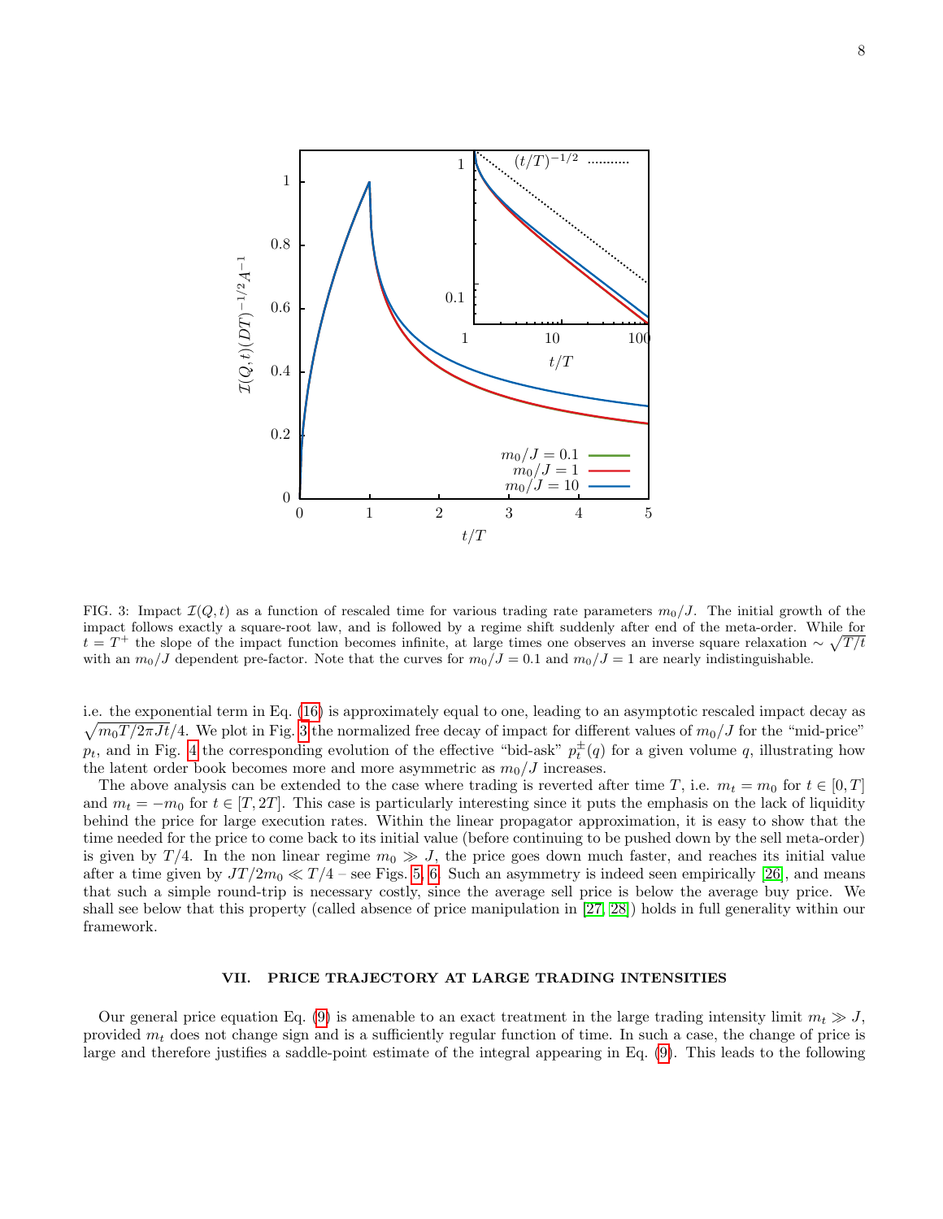FIG. 3: Impact $\mathcal{I}(Q,t)$ as a function of rescaled time for various trading rate parameters $m_0/J$. The initial growth of the impact follows exactly a square-root law, and is followed by a regime shift suddenly after end of the meta-order. While for $t = T^+$ the slope of the impact function becomes infinite, at large times one observes an inverse square relaxation $\sim \sqrt{T/t}$ with an $m_0/J$ dependent pre-factor. Note that the curves for $m_0/J = 0.1$ and $m_0/J = 1$ are nearly indistinguishable.

i.e. the exponential term in Eq. (16) is approximately equal to one, leading to an asymptotic rescaled impact decay as $\sqrt{m_0 T/2\pi J t}/4$. We plot in Fig. 3 the normalized free decay of impact for different values of $m_0/J$ for the "mid-price" $p_t$, and in Fig. 4 the corresponding evolution of the effective "bid-ask" $p_t^{\pm}(q)$ for a given volume $q$, illustrating how the latent order book becomes more and more asymmetric as $m_0/J$ increases.

The above analysis can be extended to the case where trading is reverted after time $T$, i.e. $m_t = m_0$ for $t \in [0,T]$ and $m_t = -m_0$ for $t \in [T, 2T]$. This case is particularly interesting since it puts the emphasis on the lack of liquidity behind the price for large execution rates. Within the linear propagator approximation, it is easy to show that the time needed for the price to come back to its initial value (before continuing to be pushed down by the sell meta-order) is given by $T/4$. In the non linear regime $m_0 \gg J$, the price goes down much faster, and reaches its initial value after a time given by $JT/2m_0 \ll T/4$ – see Figs. 5, 6. Such an asymmetry is indeed seen empirically [26], and means that such a simple round-trip is necessary costly, since the average sell price is below the average buy price. We shall see below that this property (called absence of price manipulation in [27, 28]) holds in full generality within our framework.

## VII. PRICE TRAJECTORY AT LARGE TRADING INTENSITIES

Our general price equation Eq. (9) is amenable to an exact treatment in the large trading intensity limit $m_t \gg J$, provided $m_t$ does not change sign and is a sufficiently regular function of time. In such a case, the change of price is large and therefore justifies a saddle-point estimate of the integral appearing in Eq. (9). This leads to the following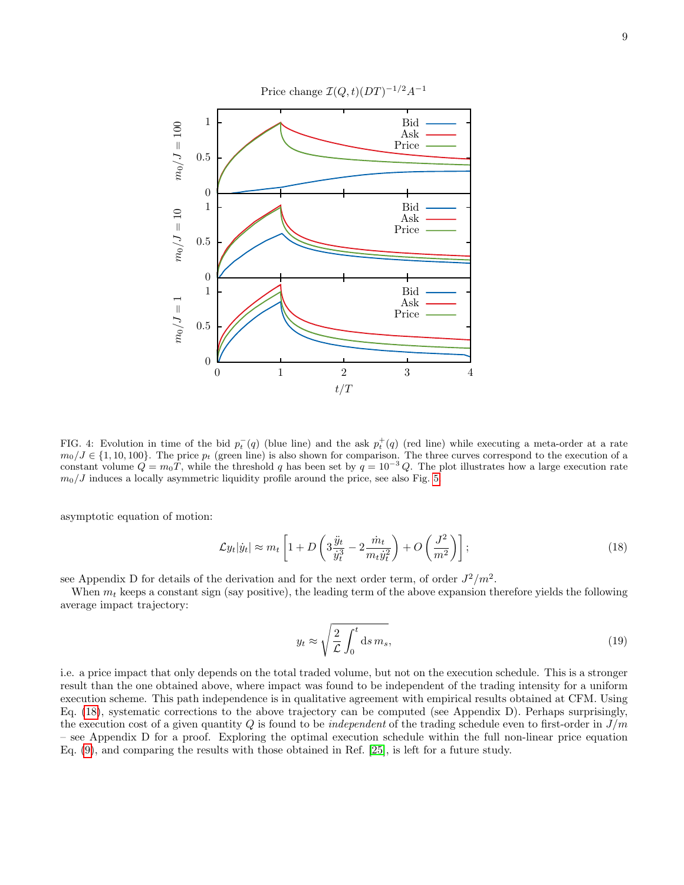FIG. 4: Evolution in time of the bid $p_t^-(q)$ (blue line) and the ask $p_t^+(q)$ (red line) while executing a meta-order at a rate $m_0/J \in \{1, 10, 100\}$. The price $p_t$ (green line) is also shown for comparison. The three curves correspond to the execution of a constant volume $Q = m_0 T$, while the threshold $q$ has been set by $q = 10^{-3}\,Q$. The plot illustrates how a large execution rate $m_0/J$ induces a locally asymmetric liquidity profile around the price, see also Fig. 5

asymptotic equation of motion:

$$\mathcal{L} y_t |\dot{y}_t| \approx m_t \left[ 1 + D \left( 3 \frac{\ddot{y}_t}{\dot{y}_t^3} - 2 \frac{\dot{m}_t}{m_t \dot{y}_t^2} \right) + O\left( \frac{J^2}{m^2} \right) \right]; \tag{18}$$

see Appendix D for details of the derivation and for the next order term, of order $J^2/m^2$.

When $m_t$ keeps a constant sign (say positive), the leading term of the above expansion therefore yields the following average impact trajectory:

$$y_t \approx \sqrt{\frac{2}{\mathcal{L}} \int_0^t \mathrm{d}s \, m_s}, \tag{19}$$

i.e. a price impact that only depends on the total traded volume, but not on the execution schedule. This is a stronger result than the one obtained above, where impact was found to be independent of the trading intensity for a uniform execution scheme. This path independence is in qualitative agreement with empirical results obtained at CFM. Using Eq. (18), systematic corrections to the above trajectory can be computed (see Appendix D). Perhaps surprisingly, the execution cost of a given quantity $Q$ is found to be *independent* of the trading schedule even to first-order in $J/m$ – see Appendix D for a proof. Exploring the optimal execution schedule within the full non-linear price equation Eq. (9), and comparing the results with those obtained in Ref. [25], is left for a future study.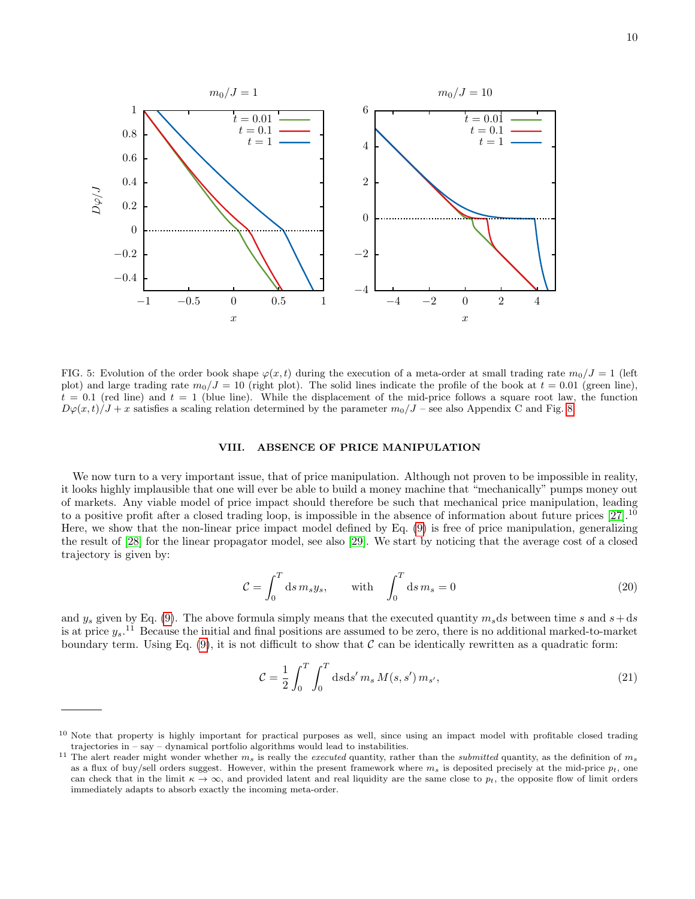FIG. 5: Evolution of the order book shape $\varphi(x,t)$ during the execution of a meta-order at small trading rate $m_0/J = 1$ (left plot) and large trading rate $m_0/J = 10$ (right plot). The solid lines indicate the profile of the book at $t = 0.01$ (green line), $t = 0.1$ (red line) and $t = 1$ (blue line). While the displacement of the mid-price follows a square root law, the function $D\varphi(x,t)/J + x$ satisfies a scaling relation determined by the parameter $m_0/J$ – see also Appendix C and Fig. 8.

## VIII. ABSENCE OF PRICE MANIPULATION

We now turn to a very important issue, that of price manipulation. Although not proven to be impossible in reality, it looks highly implausible that one will ever be able to build a money machine that "mechanically" pumps money out of markets. Any viable model of price impact should therefore be such that mechanical price manipulation, leading to a positive profit after a closed trading loop, is impossible in the absence of information about future prices [27].[10] Here, we show that the non-linear price impact model defined by Eq. (9) is free of price manipulation, generalizing the result of [28] for the linear propagator model, see also [29]. We start by noticing that the average cost of a closed trajectory is given by:

$$\mathcal{C} = \int_0^T \mathrm{d}s\, m_s y_s, \qquad \text{with} \quad \int_0^T \mathrm{d}s\, m_s = 0 \tag{20}$$

and $y_s$ given by Eq. (9). The above formula simply means that the executed quantity $m_s \mathrm{d}s$ between time $s$ and $s+\mathrm{d}s$ is at price $y_s$.[11] Because the initial and final positions are assumed to be zero, there is no additional marked-to-market boundary term. Using Eq. (9), it is not difficult to show that $\mathcal{C}$ can be identically rewritten as a quadratic form:

$$\mathcal{C} = \frac{1}{2}\int_0^T \int_0^T \mathrm{d}s\mathrm{d}s'\, m_s\, M(s,s')\, m_{s'}, \tag{21}$$

---

[10] Note that property is highly important for practical purposes as well, since using an impact model with profitable closed trading trajectories in – say – dynamical portfolio algorithms would lead to instabilities.

[11] The alert reader might wonder whether $m_s$ is really the *executed* quantity, rather than the *submitted* quantity, as the definition of $m_s$ as a flux of buy/sell orders suggest. However, within the present framework where $m_s$ is deposited precisely at the mid-price $p_t$, one can check that in the limit $\kappa \to \infty$, and provided latent and real liquidity are the same close to $p_t$, the opposite flow of limit orders immediately adapts to absorb exactly the incoming meta-order.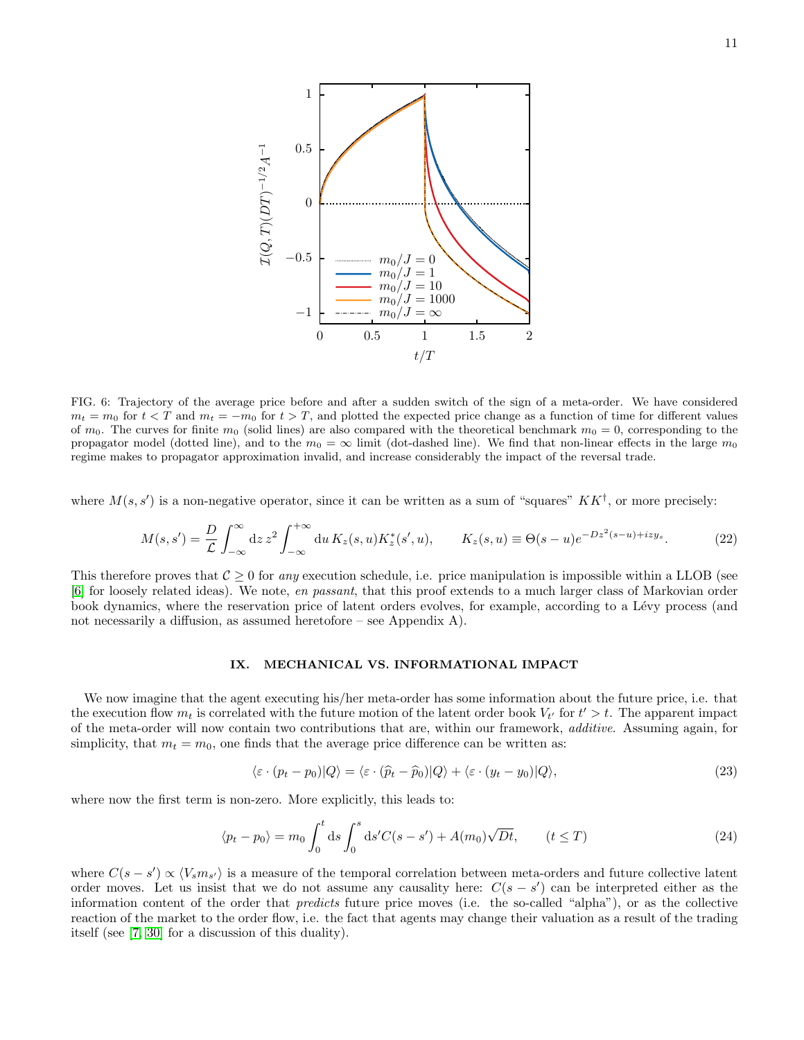FIG. 6: Trajectory of the average price before and after a sudden switch of the sign of a meta-order. We have considered $m_t = m_0$ for $t < T$ and $m_t = -m_0$ for $t > T$, and plotted the expected price change as a function of time for different values of $m_0$. The curves for finite $m_0$ (solid lines) are also compared with the theoretical benchmark $m_0 = 0$, corresponding to the propagator model (dotted line), and to the $m_0 = \infty$ limit (dot-dashed line). We find that non-linear effects in the large $m_0$ regime makes to propagator approximation invalid, and increase considerably the impact of the reversal trade.

where $M(s, s')$ is a non-negative operator, since it can be written as a sum of "squares" $KK^\dagger$, or more precisely:

$$M(s, s') = \frac{D}{\mathcal{L}} \int_{-\infty}^{\infty} \mathrm{d}z\, z^2 \int_{-\infty}^{+\infty} \mathrm{d}u\, K_z(s, u) K_z^*(s', u), \qquad K_z(s, u) \equiv \Theta(s - u) e^{-Dz^2(s-u) + izy_s}. \tag{22}$$

This therefore proves that $\mathcal{C} \geq 0$ for *any* execution schedule, i.e. price manipulation is impossible within a LLOB (see [6] for loosely related ideas). We note, *en passant*, that this proof extends to a much larger class of Markovian order book dynamics, where the reservation price of latent orders evolves, for example, according to a Lévy process (and not necessarily a diffusion, as assumed heretofore – see Appendix A).

## IX. MECHANICAL VS. INFORMATIONAL IMPACT

We now imagine that the agent executing his/her meta-order has some information about the future price, i.e. that the execution flow $m_t$ is correlated with the future motion of the latent order book $V_{t'}$ for $t' > t$. The apparent impact of the meta-order will now contain two contributions that are, within our framework, *additive*. Assuming again, for simplicity, that $m_t = m_0$, one finds that the average price difference can be written as:

$$\langle \varepsilon \cdot (p_t - p_0) | Q \rangle = \langle \varepsilon \cdot (\widehat{p}_t - \widehat{p}_0) | Q \rangle + \langle \varepsilon \cdot (y_t - y_0) | Q \rangle, \tag{23}$$

where now the first term is non-zero. More explicitly, this leads to:

$$\langle p_t - p_0 \rangle = m_0 \int_0^t \mathrm{d}s \int_0^s \mathrm{d}s' C(s - s') + A(m_0)\sqrt{Dt}, \qquad (t \leq T) \tag{24}$$

where $C(s - s') \propto \langle V_s m_{s'} \rangle$ is a measure of the temporal correlation between meta-orders and future collective latent order moves. Let us insist that we do not assume any causality here: $C(s - s')$ can be interpreted either as the information content of the order that *predicts* future price moves (i.e. the so-called "alpha"), or as the collective reaction of the market to the order flow, i.e. the fact that agents may change their valuation as a result of the trading itself (see [7, 30] for a discussion of this duality).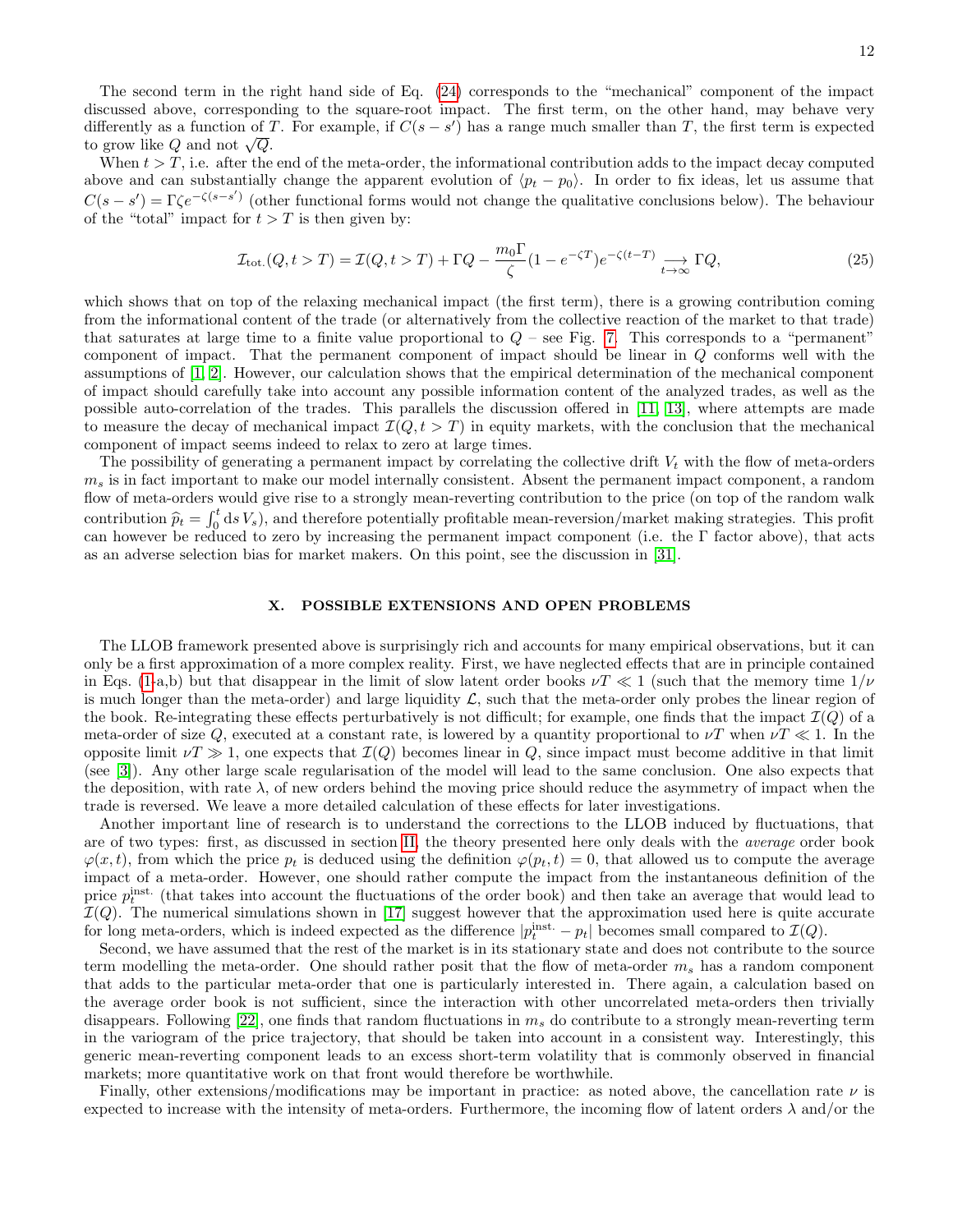The second term in the right hand side of Eq. (24) corresponds to the "mechanical" component of the impact discussed above, corresponding to the square-root impact. The first term, on the other hand, may behave very differently as a function of $T$. For example, if $C(s-s')$ has a range much smaller than $T$, the first term is expected to grow like $Q$ and not $\sqrt{Q}$.

When $t > T$, i.e. after the end of the meta-order, the informational contribution adds to the impact decay computed above and can substantially change the apparent evolution of $\langle p_t - p_0 \rangle$. In order to fix ideas, let us assume that $C(s-s') = \Gamma\zeta e^{-\zeta(s-s')}$ (other functional forms would not change the qualitative conclusions below). The behaviour of the "total" impact for $t > T$ is then given by:

$$\mathcal{I}_{\text{tot.}}(Q, t > T) = \mathcal{I}(Q, t > T) + \Gamma Q - \frac{m_0 \Gamma}{\zeta}(1 - e^{-\zeta T})e^{-\zeta(t-T)} \underset{t\to\infty}{\longrightarrow} \Gamma Q, \tag{25}$$

which shows that on top of the relaxing mechanical impact (the first term), there is a growing contribution coming from the informational content of the trade (or alternatively from the collective reaction of the market to that trade) that saturates at large time to a finite value proportional to $Q$ – see Fig. 7. This corresponds to a "permanent" component of impact. That the permanent component of impact should be linear in $Q$ conforms well with the assumptions of [1, 2]. However, our calculation shows that the empirical determination of the mechanical component of impact should carefully take into account any possible information content of the analyzed trades, as well as the possible auto-correlation of the trades. This parallels the discussion offered in [11, 13], where attempts are made to measure the decay of mechanical impact $\mathcal{I}(Q, t > T)$ in equity markets, with the conclusion that the mechanical component of impact seems indeed to relax to zero at large times.

The possibility of generating a permanent impact by correlating the collective drift $V_t$ with the flow of meta-orders $m_s$ is in fact important to make our model internally consistent. Absent the permanent impact component, a random flow of meta-orders would give rise to a strongly mean-reverting contribution to the price (on top of the random walk contribution $\widehat{p}_t = \int_0^t \mathrm{d}s\, V_s$), and therefore potentially profitable mean-reversion/market making strategies. This profit can however be reduced to zero by increasing the permanent impact component (i.e. the $\Gamma$ factor above), that acts as an adverse selection bias for market makers. On this point, see the discussion in [31].

## X. POSSIBLE EXTENSIONS AND OPEN PROBLEMS

The LLOB framework presented above is surprisingly rich and accounts for many empirical observations, but it can only be a first approximation of a more complex reality. First, we have neglected effects that are in principle contained in Eqs. (1-a,b) but that disappear in the limit of slow latent order books $\nu T \ll 1$ (such that the memory time $1/\nu$ is much longer than the meta-order) and large liquidity $\mathcal{L}$, such that the meta-order only probes the linear region of the book. Re-integrating these effects perturbatively is not difficult; for example, one finds that the impact $\mathcal{I}(Q)$ of a meta-order of size $Q$, executed at a constant rate, is lowered by a quantity proportional to $\nu T$ when $\nu T \ll 1$. In the opposite limit $\nu T \gg 1$, one expects that $\mathcal{I}(Q)$ becomes linear in $Q$, since impact must become additive in that limit (see [3]). Any other large scale regularisation of the model will lead to the same conclusion. One also expects that the deposition, with rate $\lambda$, of new orders behind the moving price should reduce the asymmetry of impact when the trade is reversed. We leave a more detailed calculation of these effects for later investigations.

Another important line of research is to understand the corrections to the LLOB induced by fluctuations, that are of two types: first, as discussed in section II, the theory presented here only deals with the *average* order book $\varphi(x, t)$, from which the price $p_t$ is deduced using the definition $\varphi(p_t, t) = 0$, that allowed us to compute the average impact of a meta-order. However, one should rather compute the impact from the instantaneous definition of the price $p_t^{\text{inst.}}$ (that takes into account the fluctuations of the order book) and then take an average that would lead to $\mathcal{I}(Q)$. The numerical simulations shown in [17] suggest however that the approximation used here is quite accurate for long meta-orders, which is indeed expected as the difference $|p_t^{\text{inst.}} - p_t|$ becomes small compared to $\mathcal{I}(Q)$.

Second, we have assumed that the rest of the market is in its stationary state and does not contribute to the source term modelling the meta-order. One should rather posit that the flow of meta-order $m_s$ has a random component that adds to the particular meta-order that one is particularly interested in. There again, a calculation based on the average order book is not sufficient, since the interaction with other uncorrelated meta-orders then trivially disappears. Following [22], one finds that random fluctuations in $m_s$ do contribute to a strongly mean-reverting term in the variogram of the price trajectory, that should be taken into account in a consistent way. Interestingly, this generic mean-reverting component leads to an excess short-term volatility that is commonly observed in financial markets; more quantitative work on that front would therefore be worthwhile.

Finally, other extensions/modifications may be important in practice: as noted above, the cancellation rate $\nu$ is expected to increase with the intensity of meta-orders. Furthermore, the incoming flow of latent orders $\lambda$ and/or the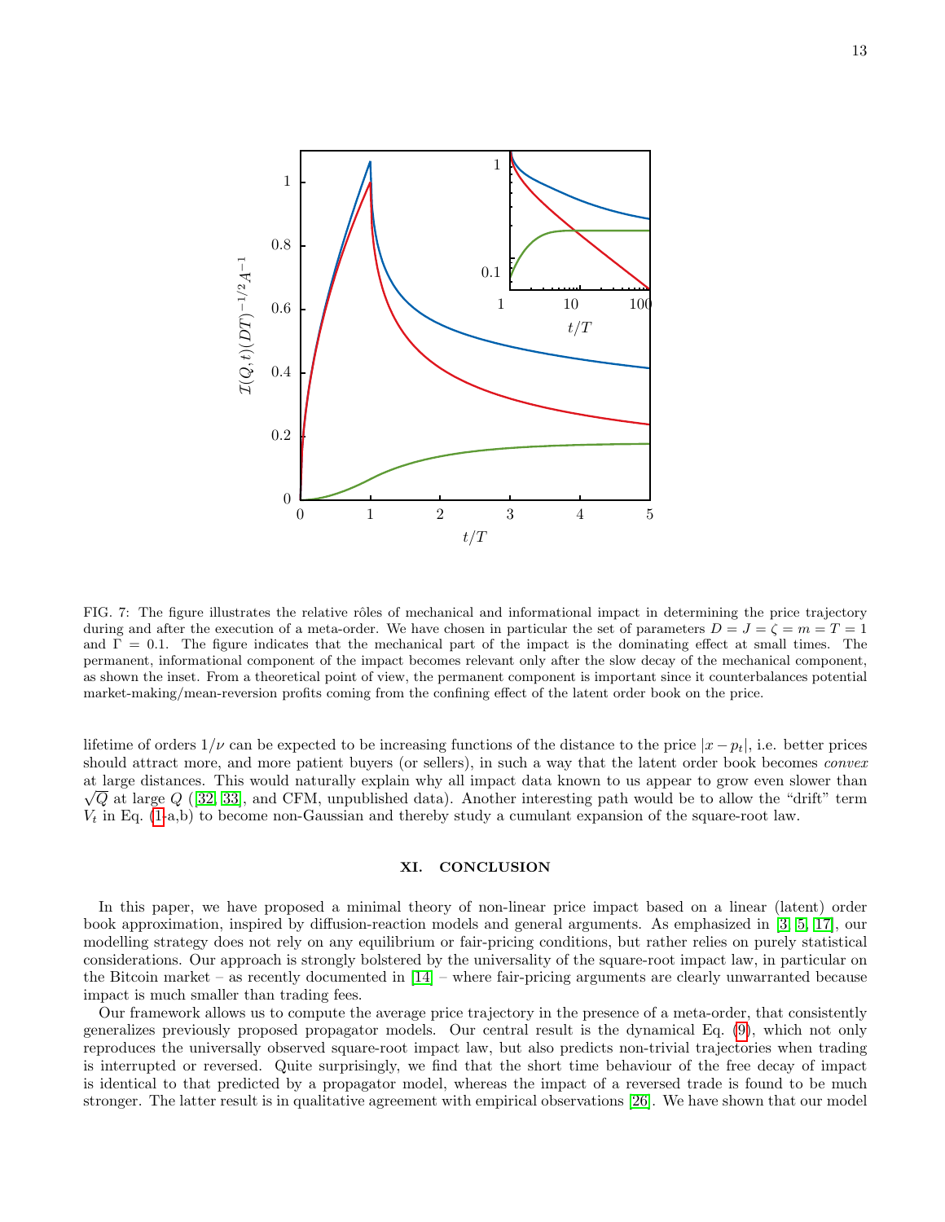FIG. 7: The figure illustrates the relative rôles of mechanical and informational impact in determining the price trajectory during and after the execution of a meta-order. We have chosen in particular the set of parameters $D = J = \zeta = m = T = 1$ and $\Gamma = 0.1$. The figure indicates that the mechanical part of the impact is the dominating effect at small times. The permanent, informational component of the impact becomes relevant only after the slow decay of the mechanical component, as shown the inset. From a theoretical point of view, the permanent component is important since it counterbalances potential market-making/mean-reversion profits coming from the confining effect of the latent order book on the price.

lifetime of orders $1/\nu$ can be expected to be increasing functions of the distance to the price $|x - p_t|$, i.e. better prices should attract more, and more patient buyers (or sellers), in such a way that the latent order book becomes *convex* at large distances. This would naturally explain why all impact data known to us appear to grow even slower than $\sqrt{Q}$ at large $Q$ ([32, 33], and CFM, unpublished data). Another interesting path would be to allow the "drift" term $V_t$ in Eq. (1-a,b) to become non-Gaussian and thereby study a cumulant expansion of the square-root law.

## XI. CONCLUSION

In this paper, we have proposed a minimal theory of non-linear price impact based on a linear (latent) order book approximation, inspired by diffusion-reaction models and general arguments. As emphasized in [3, 5, 17], our modelling strategy does not rely on any equilibrium or fair-pricing conditions, but rather relies on purely statistical considerations. Our approach is strongly bolstered by the universality of the square-root impact law, in particular on the Bitcoin market – as recently documented in [14] – where fair-pricing arguments are clearly unwarranted because impact is much smaller than trading fees.

Our framework allows us to compute the average price trajectory in the presence of a meta-order, that consistently generalizes previously proposed propagator models. Our central result is the dynamical Eq. (9), which not only reproduces the universally observed square-root impact law, but also predicts non-trivial trajectories when trading is interrupted or reversed. Quite surprisingly, we find that the short time behaviour of the free decay of impact is identical to that predicted by a propagator model, whereas the impact of a reversed trade is found to be much stronger. The latter result is in qualitative agreement with empirical observations [26]. We have shown that our model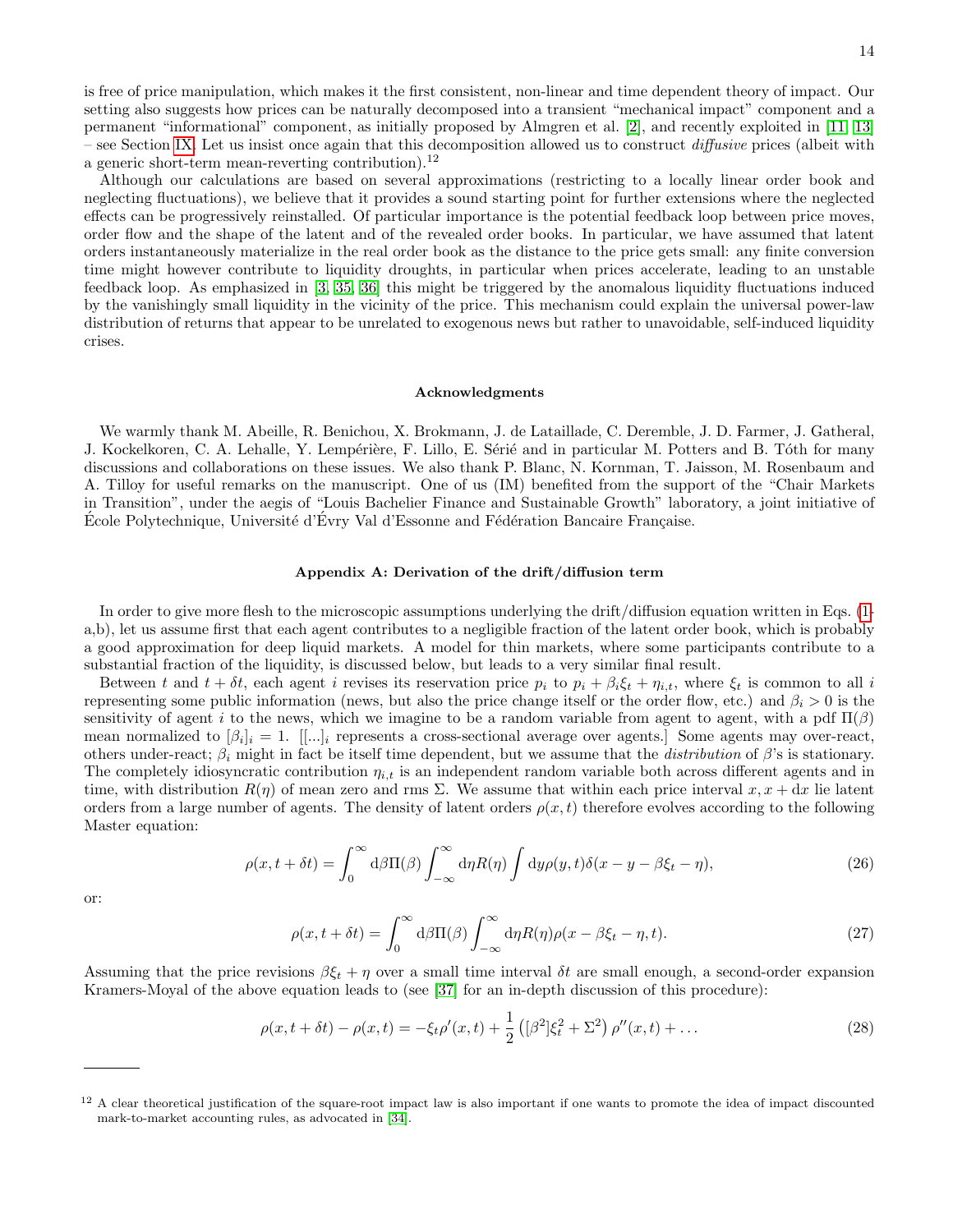is free of price manipulation, which makes it the first consistent, non-linear and time dependent theory of impact. Our setting also suggests how prices can be naturally decomposed into a transient "mechanical impact" component and a permanent "informational" component, as initially proposed by Almgren et al. [2], and recently exploited in [11, 13] – see Section IX. Let us insist once again that this decomposition allowed us to construct *diffusive* prices (albeit with a generic short-term mean-reverting contribution).[12]

Although our calculations are based on several approximations (restricting to a locally linear order book and neglecting fluctuations), we believe that it provides a sound starting point for further extensions where the neglected effects can be progressively reinstalled. Of particular importance is the potential feedback loop between price moves, order flow and the shape of the latent and of the revealed order books. In particular, we have assumed that latent orders instantaneously materialize in the real order book as the distance to the price gets small: any finite conversion time might however contribute to liquidity droughts, in particular when prices accelerate, leading to an unstable feedback loop. As emphasized in [3, 35, 36] this might be triggered by the anomalous liquidity fluctuations induced by the vanishingly small liquidity in the vicinity of the price. This mechanism could explain the universal power-law distribution of returns that appear to be unrelated to exogenous news but rather to unavoidable, self-induced liquidity crises.

### Acknowledgments

We warmly thank M. Abeille, R. Benichou, X. Brokmann, J. de Lataillade, C. Deremble, J. D. Farmer, J. Gatheral, J. Kockelkoren, C. A. Lehalle, Y. Lempérière, F. Lillo, E. Sérié and in particular M. Potters and B. Tóth for many discussions and collaborations on these issues. We also thank P. Blanc, N. Kornman, T. Jaisson, M. Rosenbaum and A. Tilloy for useful remarks on the manuscript. One of us (IM) benefited from the support of the "Chair Markets in Transition", under the aegis of "Louis Bachelier Finance and Sustainable Growth" laboratory, a joint initiative of École Polytechnique, Université d'Évry Val d'Essonne and Fédération Bancaire Française.

### Appendix A: Derivation of the drift/diffusion term

In order to give more flesh to the microscopic assumptions underlying the drift/diffusion equation written in Eqs. (1-a,b), let us assume first that each agent contributes to a negligible fraction of the latent order book, which is probably a good approximation for deep liquid markets. A model for thin markets, where some participants contribute to a substantial fraction of the liquidity, is discussed below, but leads to a very similar final result.

Between $t$ and $t + \delta t$, each agent $i$ revises its reservation price $p_i$ to $p_i + \beta_i \xi_t + \eta_{i,t}$, where $\xi_t$ is common to all $i$ representing some public information (news, but also the price change itself or the order flow, etc.) and $\beta_i > 0$ is the sensitivity of agent $i$ to the news, which we imagine to be a random variable from agent to agent, with a pdf $\Pi(\beta)$ mean normalized to $[\beta_i]_i = 1$. $[[...]_i$ represents a cross-sectional average over agents.] Some agents may over-react, others under-react; $\beta_i$ might in fact be itself time dependent, but we assume that the *distribution* of $\beta$'s is stationary. The completely idiosyncratic contribution $\eta_{i,t}$ is an independent random variable both across different agents and in time, with distribution $R(\eta)$ of mean zero and rms $\Sigma$. We assume that within each price interval $x, x + \mathrm{d}x$ lie latent orders from a large number of agents. The density of latent orders $\rho(x,t)$ therefore evolves according to the following Master equation:

$$\rho(x, t + \delta t) = \int_0^\infty \mathrm{d}\beta \Pi(\beta) \int_{-\infty}^\infty \mathrm{d}\eta R(\eta) \int \mathrm{d}y \rho(y,t) \delta(x - y - \beta\xi_t - \eta), \tag{26}$$

or:

$$\rho(x, t + \delta t) = \int_0^\infty \mathrm{d}\beta \Pi(\beta) \int_{-\infty}^\infty \mathrm{d}\eta R(\eta) \rho(x - \beta\xi_t - \eta, t). \tag{27}$$

Assuming that the price revisions $\beta\xi_t + \eta$ over a small time interval $\delta t$ are small enough, a second-order expansion Kramers-Moyal of the above equation leads to (see [37] for an in-depth discussion of this procedure):

$$\rho(x, t + \delta t) - \rho(x,t) = -\xi_t \rho'(x,t) + \frac{1}{2}\left([\beta^2]\xi_t^2 + \Sigma^2\right)\rho''(x,t) + \dots \tag{28}$$

[12] A clear theoretical justification of the square-root impact law is also important if one wants to promote the idea of impact discounted mark-to-market accounting rules, as advocated in [34].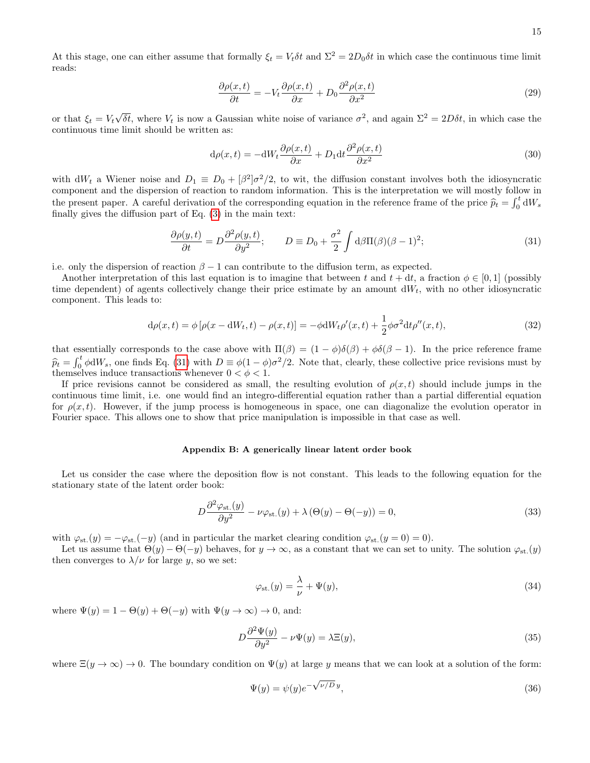At this stage, one can either assume that formally $\xi_t = V_t \delta t$ and $\Sigma^2 = 2D_0\delta t$ in which case the continuous time limit reads:

$$\frac{\partial \rho(x,t)}{\partial t} = -V_t \frac{\partial \rho(x,t)}{\partial x} + D_0 \frac{\partial^2 \rho(x,t)}{\partial x^2} \tag{29}$$

or that $\xi_t = V_t\sqrt{\delta t}$, where $V_t$ is now a Gaussian white noise of variance $\sigma^2$, and again $\Sigma^2 = 2D\delta t$, in which case the continuous time limit should be written as:

$$\mathrm{d}\rho(x,t) = -\mathrm{d}W_t \frac{\partial \rho(x,t)}{\partial x} + D_1 \mathrm{d}t \frac{\partial^2 \rho(x,t)}{\partial x^2} \tag{30}$$

with $\mathrm{d}W_t$ a Wiener noise and $D_1 \equiv D_0 + [\beta^2]\sigma^2/2$, to wit, the diffusion constant involves both the idiosyncratic component and the dispersion of reaction to random information. This is the interpretation we will mostly follow in the present paper. A careful derivation of the corresponding equation in the reference frame of the price $\widehat{p}_t = \int_0^t \mathrm{d}W_s$ finally gives the diffusion part of Eq. (3) in the main text:

$$\frac{\partial \rho(y,t)}{\partial t} = D \frac{\partial^2 \rho(y,t)}{\partial y^2}; \qquad D \equiv D_0 + \frac{\sigma^2}{2} \int \mathrm{d}\beta \Pi(\beta)(\beta - 1)^2; \tag{31}$$

i.e. only the dispersion of reaction $\beta - 1$ can contribute to the diffusion term, as expected.

Another interpretation of this last equation is to imagine that between $t$ and $t + \mathrm{d}t$, a fraction $\phi \in [0,1]$ (possibly time dependent) of agents collectively change their price estimate by an amount $\mathrm{d}W_t$, with no other idiosyncratic component. This leads to:

$$\mathrm{d}\rho(x,t) = \phi\left[\rho(x - \mathrm{d}W_t, t) - \rho(x,t)\right] = -\phi \mathrm{d}W_t \rho'(x,t) + \frac{1}{2}\phi\sigma^2 \mathrm{d}t \rho''(x,t), \tag{32}$$

that essentially corresponds to the case above with $\Pi(\beta) = (1-\phi)\delta(\beta) + \phi\delta(\beta - 1)$. In the price reference frame $\widehat{p}_t = \int_0^t \phi \mathrm{d}W_s$, one finds Eq. (31) with $D \equiv \phi(1-\phi)\sigma^2/2$. Note that, clearly, these collective price revisions must by themselves induce transactions whenever $0 < \phi < 1$.

If price revisions cannot be considered as small, the resulting evolution of $\rho(x,t)$ should include jumps in the continuous time limit, i.e. one would find an integro-differential equation rather than a partial differential equation for $\rho(x,t)$. However, if the jump process is homogeneous in space, one can diagonalize the evolution operator in Fourier space. This allows one to show that price manipulation is impossible in that case as well.

## Appendix B: A generically linear latent order book

Let us consider the case where the deposition flow is not constant. This leads to the following equation for the stationary state of the latent order book:

$$D \frac{\partial^2 \varphi_{\mathrm{st.}}(y)}{\partial y^2} - \nu \varphi_{\mathrm{st.}}(y) + \lambda\left(\Theta(y) - \Theta(-y)\right) = 0, \tag{33}$$

with $\varphi_{\mathrm{st.}}(y) = -\varphi_{\mathrm{st.}}(-y)$ (and in particular the market clearing condition $\varphi_{\mathrm{st.}}(y = 0) = 0$).

Let us assume that $\Theta(y) - \Theta(-y)$ behaves, for $y \to \infty$, as a constant that we can set to unity. The solution $\varphi_{\mathrm{st.}}(y)$ then converges to $\lambda/\nu$ for large $y$, so we set:

$$\varphi_{\mathrm{st.}}(y) = \frac{\lambda}{\nu} + \Psi(y), \tag{34}$$

where $\Psi(y) = 1 - \Theta(y) + \Theta(-y)$ with $\Psi(y \to \infty) \to 0$, and:

$$D \frac{\partial^2 \Psi(y)}{\partial y^2} - \nu \Psi(y) = \lambda \Xi(y), \tag{35}$$

where $\Xi(y \to \infty) \to 0$. The boundary condition on $\Psi(y)$ at large $y$ means that we can look at a solution of the form:

$$\Psi(y) = \psi(y) e^{-\sqrt{\nu/D}\, y}, \tag{36}$$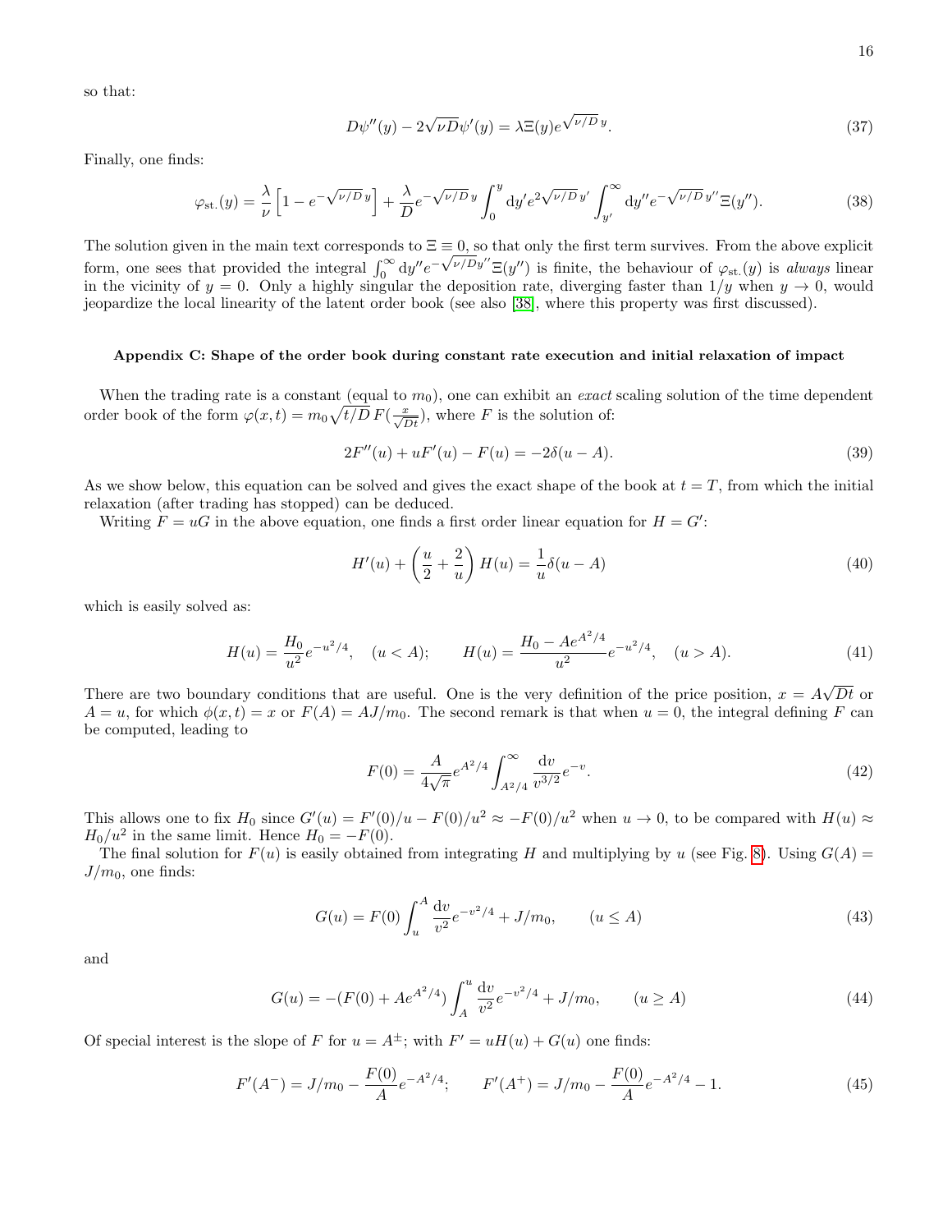so that:

$$D\psi''(y) - 2\sqrt{\nu D}\psi'(y) = \lambda \Xi(y) e^{\sqrt{\nu/D}\, y}. \tag{37}$$

Finally, one finds:

$$\varphi_{\text{st.}}(y) = \frac{\lambda}{\nu}\left[1 - e^{-\sqrt{\nu/D}\, y}\right] + \frac{\lambda}{D} e^{-\sqrt{\nu/D}\, y} \int_0^y \mathrm{d}y' e^{2\sqrt{\nu/D}\, y'} \int_{y'}^{\infty} \mathrm{d}y'' e^{-\sqrt{\nu/D}\, y''} \Xi(y''). \tag{38}$$

The solution given in the main text corresponds to $\Xi \equiv 0$, so that only the first term survives. From the above explicit form, one sees that provided the integral $\int_0^\infty \mathrm{d}y'' e^{-\sqrt{\nu/D} y''} \Xi(y'')$ is finite, the behaviour of $\varphi_{\text{st.}}(y)$ is *always* linear in the vicinity of $y = 0$. Only a highly singular the deposition rate, diverging faster than $1/y$ when $y \to 0$, would jeopardize the local linearity of the latent order book (see also [38], where this property was first discussed).

## Appendix C: Shape of the order book during constant rate execution and initial relaxation of impact

When the trading rate is a constant (equal to $m_0$), one can exhibit an *exact* scaling solution of the time dependent order book of the form $\varphi(x,t) = m_0 \sqrt{t/D}\, F(\frac{x}{\sqrt{Dt}})$, where $F$ is the solution of:

$$2F''(u) + uF'(u) - F(u) = -2\delta(u - A). \tag{39}$$

As we show below, this equation can be solved and gives the exact shape of the book at $t = T$, from which the initial relaxation (after trading has stopped) can be deduced.

Writing $F = uG$ in the above equation, one finds a first order linear equation for $H = G'$:

$$H'(u) + \left(\frac{u}{2} + \frac{2}{u}\right) H(u) = \frac{1}{u}\delta(u - A) \tag{40}$$

which is easily solved as:

$$H(u) = \frac{H_0}{u^2} e^{-u^2/4}, \quad (u < A); \qquad H(u) = \frac{H_0 - Ae^{A^2/4}}{u^2} e^{-u^2/4}, \quad (u > A). \tag{41}$$

There are two boundary conditions that are useful. One is the very definition of the price position, $x = A\sqrt{Dt}$ or $A = u$, for which $\phi(x,t) = x$ or $F(A) = AJ/m_0$. The second remark is that when $u = 0$, the integral defining $F$ can be computed, leading to

$$F(0) = \frac{A}{4\sqrt{\pi}} e^{A^2/4} \int_{A^2/4}^{\infty} \frac{\mathrm{d}v}{v^{3/2}} e^{-v}. \tag{42}$$

This allows one to fix $H_0$ since $G'(u) = F'(0)/u - F(0)/u^2 \approx -F(0)/u^2$ when $u \to 0$, to be compared with $H(u) \approx H_0/u^2$ in the same limit. Hence $H_0 = -F(0)$.

The final solution for $F(u)$ is easily obtained from integrating $H$ and multiplying by $u$ (see Fig. 8). Using $G(A) = J/m_0$, one finds:

$$G(u) = F(0) \int_u^A \frac{\mathrm{d}v}{v^2} e^{-v^2/4} + J/m_0, \qquad (u \le A) \tag{43}$$

and

$$G(u) = -(F(0) + Ae^{A^2/4}) \int_A^u \frac{\mathrm{d}v}{v^2} e^{-v^2/4} + J/m_0, \qquad (u \ge A) \tag{44}$$

Of special interest is the slope of $F$ for $u = A^{\pm}$; with $F' = uH(u) + G(u)$ one finds:

$$F'(A^-) = J/m_0 - \frac{F(0)}{A} e^{-A^2/4}; \qquad F'(A^+) = J/m_0 - \frac{F(0)}{A} e^{-A^2/4} - 1. \tag{45}$$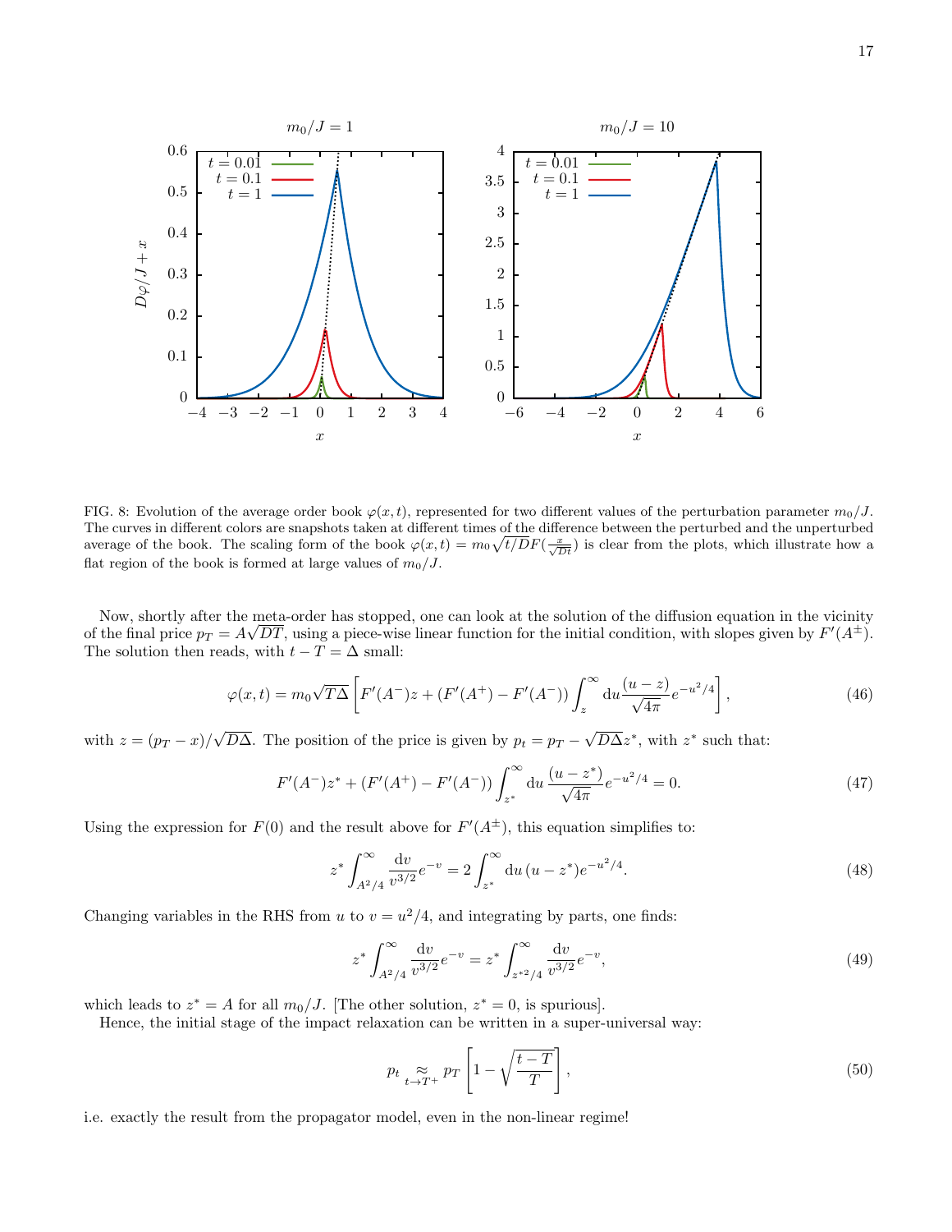FIG. 8: Evolution of the average order book $\varphi(x,t)$, represented for two different values of the perturbation parameter $m_0/J$. The curves in different colors are snapshots taken at different times of the difference between the perturbed and the unperturbed average of the book. The scaling form of the book $\varphi(x,t) = m_0\sqrt{t/D}F(\frac{x}{\sqrt{Dt}})$ is clear from the plots, which illustrate how a flat region of the book is formed at large values of $m_0/J$.

Now, shortly after the meta-order has stopped, one can look at the solution of the diffusion equation in the vicinity of the final price $p_T = A\sqrt{DT}$, using a piece-wise linear function for the initial condition, with slopes given by $F'(A^{\pm})$. The solution then reads, with $t - T = \Delta$ small:

$$\varphi(x,t) = m_0\sqrt{T\Delta}\left[F'(A^-)z + (F'(A^+) - F'(A^-))\int_z^\infty \mathrm{d}u \frac{(u-z)}{\sqrt{4\pi}}e^{-u^2/4}\right], \tag{46}$$

with $z = (p_T - x)/\sqrt{D\Delta}$. The position of the price is given by $p_t = p_T - \sqrt{D\Delta}z^*$, with $z^*$ such that:

$$F'(A^-)z^* + (F'(A^+) - F'(A^-))\int_{z^*}^\infty \mathrm{d}u\, \frac{(u-z^*)}{\sqrt{4\pi}}e^{-u^2/4} = 0. \tag{47}$$

Using the expression for $F(0)$ and the result above for $F'(A^{\pm})$, this equation simplifies to:

$$z^*\int_{A^2/4}^\infty \frac{\mathrm{d}v}{v^{3/2}}e^{-v} = 2\int_{z^*}^\infty \mathrm{d}u\,(u-z^*)e^{-u^2/4}. \tag{48}$$

Changing variables in the RHS from $u$ to $v = u^2/4$, and integrating by parts, one finds:

$$z^*\int_{A^2/4}^\infty \frac{\mathrm{d}v}{v^{3/2}}e^{-v} = z^*\int_{z^{*2}/4}^\infty \frac{\mathrm{d}v}{v^{3/2}}e^{-v}, \tag{49}$$

which leads to $z^* = A$ for all $m_0/J$. [The other solution, $z^* = 0$, is spurious].

Hence, the initial stage of the impact relaxation can be written in a super-universal way:

$$p_t \underset{t\to T^+}{\approx} p_T\left[1 - \sqrt{\frac{t-T}{T}}\right], \tag{50}$$

i.e. exactly the result from the propagator model, even in the non-linear regime!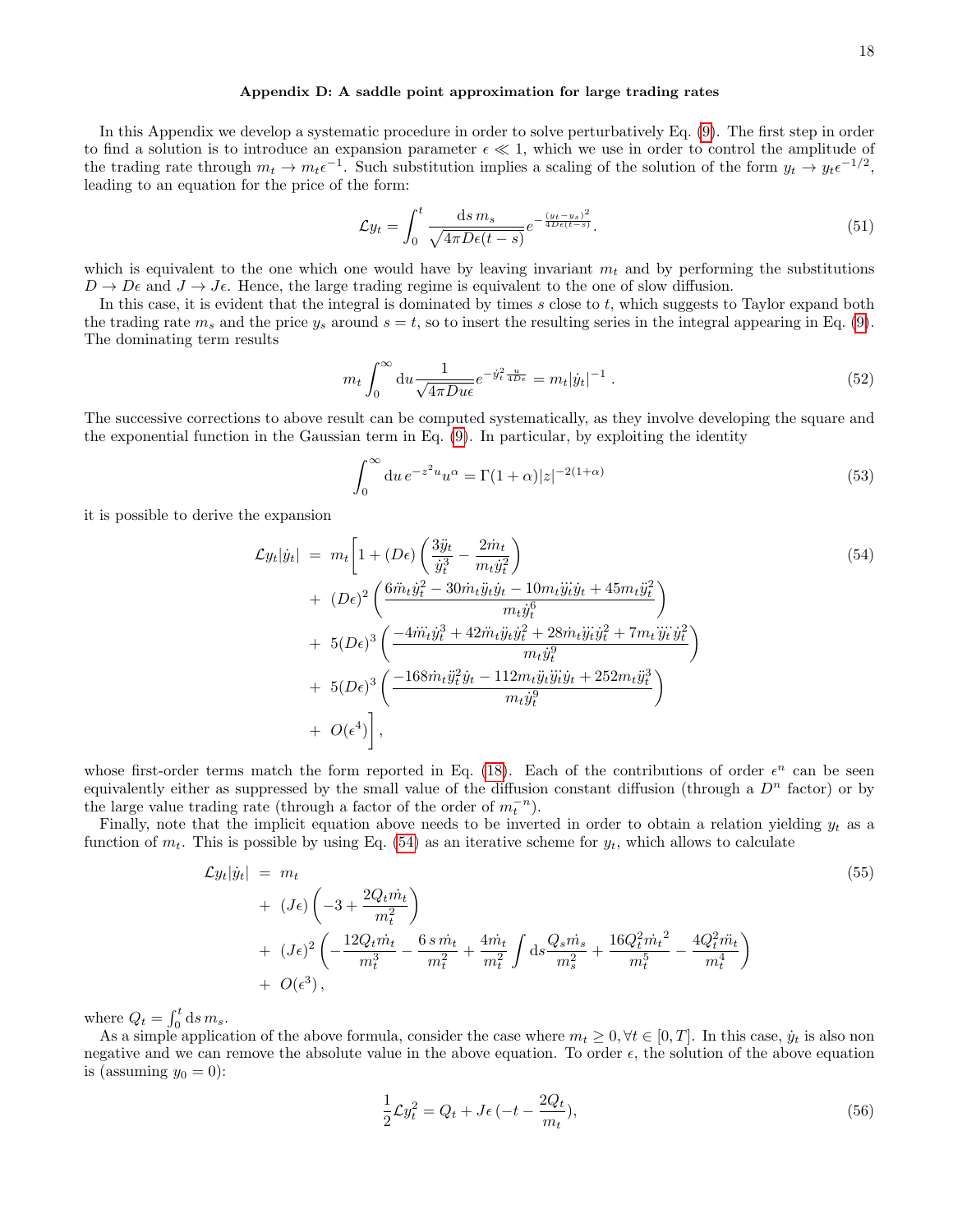### Appendix D: A saddle point approximation for large trading rates

In this Appendix we develop a systematic procedure in order to solve perturbatively Eq. (9). The first step in order to find a solution is to introduce an expansion parameter $\epsilon \ll 1$, which we use in order to control the amplitude of the trading rate through $m_t \to m_t \epsilon^{-1}$. Such substitution implies a scaling of the solution of the form $y_t \to y_t \epsilon^{-1/2}$, leading to an equation for the price of the form:

$$\mathcal{L} y_t = \int_0^t \frac{\mathrm{d}s\, m_s}{\sqrt{4\pi D\epsilon(t-s)}} e^{-\frac{(y_t-y_s)^2}{4D\epsilon(t-s)}}. \tag{51}$$

which is equivalent to the one which one would have by leaving invariant $m_t$ and by performing the substitutions $D \to D\epsilon$ and $J \to J\epsilon$. Hence, the large trading regime is equivalent to the one of slow diffusion.

In this case, it is evident that the integral is dominated by times $s$ close to $t$, which suggests to Taylor expand both the trading rate $m_s$ and the price $y_s$ around $s = t$, so to insert the resulting series in the integral appearing in Eq. (9). The dominating term results

$$m_t \int_0^\infty \mathrm{d}u \frac{1}{\sqrt{4\pi D u \epsilon}} e^{-\dot{y}_t^2 \frac{u}{4D\epsilon}} = m_t |\dot{y}_t|^{-1} \, . \tag{52}$$

The successive corrections to above result can be computed systematically, as they involve developing the square and the exponential function in the Gaussian term in Eq. (9). In particular, by exploiting the identity

$$\int_0^\infty \mathrm{d}u\, e^{-z^2 u} u^\alpha = \Gamma(1+\alpha)|z|^{-2(1+\alpha)} \tag{53}$$

it is possible to derive the expansion

$$\begin{aligned}
\mathcal{L} y_t |\dot{y}_t| \;&=\; m_t \Bigg[ 1 + (D\epsilon)\left( \frac{3\ddot{y}_t}{\dot{y}_t^3} - \frac{2\dot{m}_t}{m_t \dot{y}_t^2} \right) \\
&+\; (D\epsilon)^2 \left( \frac{6\ddot{m}_t \dot{y}_t^2 - 30\dot{m}_t \ddot{y}_t \dot{y}_t - 10 m_t \dddot{y}_t \dot{y}_t + 45 m_t \ddot{y}_t^2}{m_t \dot{y}_t^6} \right) \\
&+\; 5(D\epsilon)^3 \left( \frac{-4\dddot{m}_t \dot{y}_t^3 + 42\ddot{m}_t \ddot{y}_t \dot{y}_t^2 + 28\dot{m}_t \dddot{y}_t \dot{y}_t^2 + 7 m_t \ddddot{y}_t \dot{y}_t^2}{m_t \dot{y}_t^9} \right) \\
&+\; 5(D\epsilon)^3 \left( \frac{-168\dot{m}_t \ddot{y}_t^2 \dot{y}_t - 112 m_t \ddot{y}_t \dddot{y}_t \dot{y}_t + 252 m_t \ddot{y}_t^3}{m_t \dot{y}_t^9} \right) \\
&+\; O(\epsilon^4) \Bigg] ,
\end{aligned} \tag{54}$$

whose first-order terms match the form reported in Eq. (18). Each of the contributions of order $\epsilon^n$ can be seen equivalently either as suppressed by the small value of the diffusion constant diffusion (through a $D^n$ factor) or by the large value trading rate (through a factor of the order of $m_t^{-n}$).

Finally, note that the implicit equation above needs to be inverted in order to obtain a relation yielding $y_t$ as a function of $m_t$. This is possible by using Eq. (54) as an iterative scheme for $y_t$, which allows to calculate

$$\begin{aligned}
\mathcal{L} y_t |\dot{y}_t| \;&=\; m_t \\
&+\; (J\epsilon)\left( -3 + \frac{2Q_t \dot{m}_t}{m_t^2} \right) \\
&+\; (J\epsilon)^2 \left( -\frac{12 Q_t \dot{m}_t}{m_t^3} - \frac{6\, s\, \dot{m}_t}{m_t^2} + \frac{4\dot{m}_t}{m_t^2} \int \mathrm{d}s \frac{Q_s \dot{m}_s}{m_s^2} + \frac{16 Q_t^2 \dot{m}_t{}^2}{m_t^5} - \frac{4 Q_t^2 \ddot{m}_t}{m_t^4} \right) \\
&+\; O(\epsilon^3) ,
\end{aligned} \tag{55}$$

where $Q_t = \int_0^t \mathrm{d}s\, m_s$.

As a simple application of the above formula, consider the case where $m_t \geq 0, \forall t \in [0, T]$. In this case, $\dot{y}_t$ is also non negative and we can remove the absolute value in the above equation. To order $\epsilon$, the solution of the above equation is (assuming $y_0 = 0$):

$$\frac{1}{2} \mathcal{L} y_t^2 = Q_t + J\epsilon\, (-t - \frac{2Q_t}{m_t}), \tag{56}$$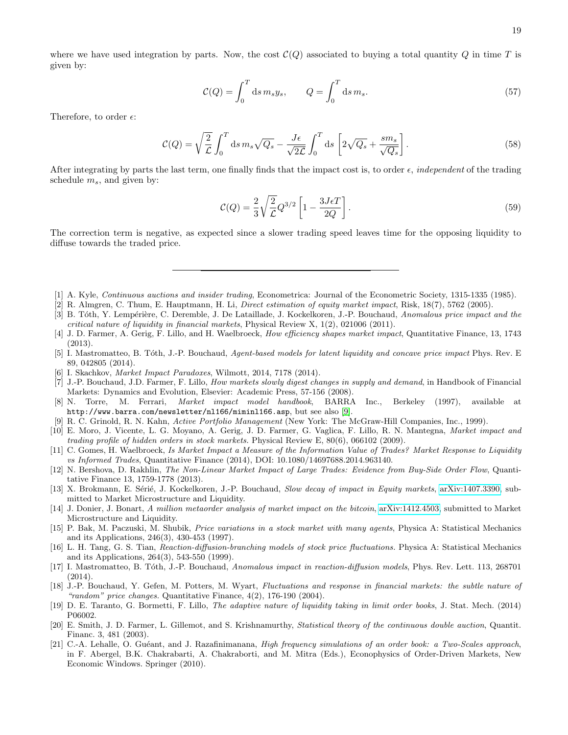where we have used integration by parts. Now, the cost $\mathcal{C}(Q)$ associated to buying a total quantity $Q$ in time $T$ is given by:

$$\mathcal{C}(Q) = \int_0^T \mathrm{d}s\, m_s y_s, \qquad Q = \int_0^T \mathrm{d}s\, m_s. \tag{57}$$

Therefore, to order $\epsilon$:

$$\mathcal{C}(Q) = \sqrt{\frac{2}{\mathcal{L}}} \int_0^T \mathrm{d}s\, m_s \sqrt{Q_s} - \frac{J\epsilon}{\sqrt{2\mathcal{L}}} \int_0^T \mathrm{d}s\, \left[ 2\sqrt{Q_s} + \frac{s m_s}{\sqrt{Q_s}} \right]. \tag{58}$$

After integrating by parts the last term, one finally finds that the impact cost is, to order $\epsilon$, *independent* of the trading schedule $m_s$, and given by:

$$\mathcal{C}(Q) = \frac{2}{3}\sqrt{\frac{2}{\mathcal{L}}} Q^{3/2} \left[ 1 - \frac{3J\epsilon T}{2Q} \right]. \tag{59}$$

The correction term is negative, as expected since a slower trading speed leaves time for the opposing liquidity to diffuse towards the traded price.

---

[1] A. Kyle, *Continuous auctions and insider trading*, Econometrica: Journal of the Econometric Society, 1315-1335 (1985).

[2] R. Almgren, C. Thum, E. Hauptmann, H. Li, *Direct estimation of equity market impact*, Risk, 18(7), 5762 (2005).

[3] B. Tóth, Y. Lempérière, C. Deremble, J. De Lataillade, J. Kockelkoren, J.-P. Bouchaud, *Anomalous price impact and the critical nature of liquidity in financial markets*, Physical Review X, 1(2), 021006 (2011).

[4] J. D. Farmer, A. Gerig, F. Lillo, and H. Waelbroeck, *How efficiency shapes market impact*, Quantitative Finance, 13, 1743 (2013).

[5] I. Mastromatteo, B. Tóth, J.-P. Bouchaud, *Agent-based models for latent liquidity and concave price impact* Phys. Rev. E 89, 042805 (2014).

[6] I. Skachkov, *Market Impact Paradoxes*, Wilmott, 2014, 7178 (2014).

[7] J.-P. Bouchaud, J.D. Farmer, F. Lillo, *How markets slowly digest changes in supply and demand*, in Handbook of Financial Markets: Dynamics and Evolution, Elsevier: Academic Press, 57-156 (2008).

[8] N. Torre, M. Ferrari, *Market impact model handbook*, BARRA Inc., Berkeley (1997), available at http://www.barra.com/newsletter/nl166/miminl166.asp, but see also [9].

[9] R. C. Grinold, R. N. Kahn, *Active Portfolio Management* (New York: The McGraw-Hill Companies, Inc., 1999).

[10] E. Moro, J. Vicente, L. G. Moyano, A. Gerig, J. D. Farmer, G. Vaglica, F. Lillo, R. N. Mantegna, *Market impact and trading profile of hidden orders in stock markets.* Physical Review E, 80(6), 066102 (2009).

[11] C. Gomes, H. Waelbroeck, *Is Market Impact a Measure of the Information Value of Trades? Market Response to Liquidity vs Informed Trades*, Quantitative Finance (2014), DOI: 10.1080/14697688.2014.963140.

[12] N. Bershova, D. Rakhlin, *The Non-Linear Market Impact of Large Trades: Evidence from Buy-Side Order Flow*, Quantitative Finance 13, 1759-1778 (2013).

[13] X. Brokmann, E. Sérié, J. Kockelkoren, J.-P. Bouchaud, *Slow decay of impact in Equity markets*, arXiv:1407.3390, submitted to Market Microstructure and Liquidity.

[14] J. Donier, J. Bonart, *A million metaorder analysis of market impact on the bitcoin*, arXiv:1412.4503, submitted to Market Microstructure and Liquidity.

[15] P. Bak, M. Paczuski, M. Shubik, *Price variations in a stock market with many agents*, Physica A: Statistical Mechanics and its Applications, 246(3), 430-453 (1997).

[16] L. H. Tang, G. S. Tian, *Reaction-diffusion-branching models of stock price fluctuations.* Physica A: Statistical Mechanics and its Applications, 264(3), 543-550 (1999).

[17] I. Mastromatteo, B. Tóth, J.-P. Bouchaud, *Anomalous impact in reaction-diffusion models*, Phys. Rev. Lett. 113, 268701 (2014).

[18] J.-P. Bouchaud, Y. Gefen, M. Potters, M. Wyart, *Fluctuations and response in financial markets: the subtle nature of "random" price changes.* Quantitative Finance, 4(2), 176-190 (2004).

[19] D. E. Taranto, G. Bormetti, F. Lillo, *The adaptive nature of liquidity taking in limit order books*, J. Stat. Mech. (2014) P06002.

[20] E. Smith, J. D. Farmer, L. Gillemot, and S. Krishnamurthy, *Statistical theory of the continuous double auction*, Quantit. Financ. 3, 481 (2003).

[21] C.-A. Lehalle, O. Guéant, and J. Razafinimanana, *High frequency simulations of an order book: a Two-Scales approach*, in F. Abergel, B.K. Chakrabarti, A. Chakraborti, and M. Mitra (Eds.), Econophysics of Order-Driven Markets, New Economic Windows. Springer (2010).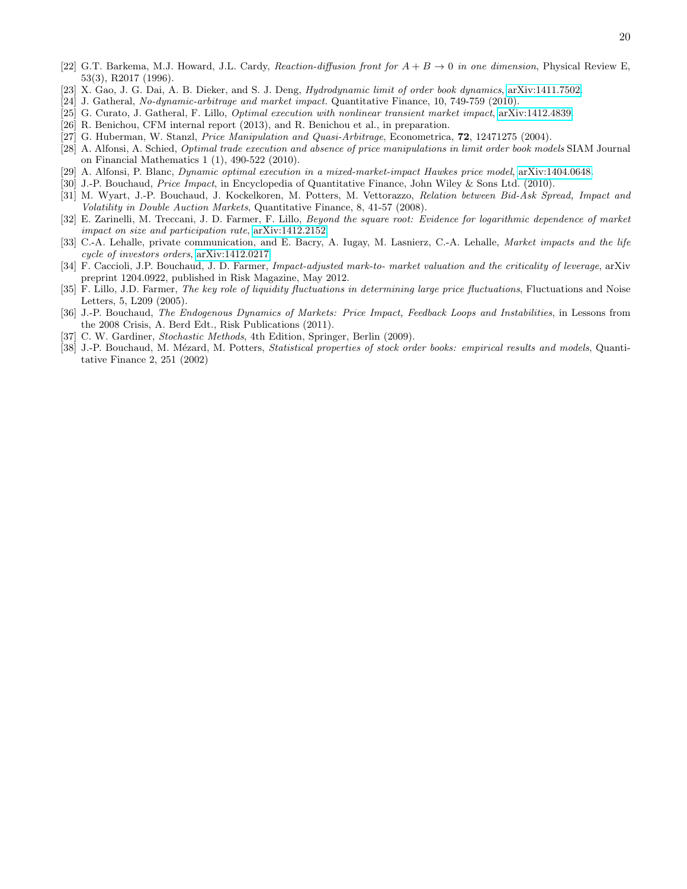[22] G.T. Barkema, M.J. Howard, J.L. Cardy, *Reaction-diffusion front for $A + B \to 0$ in one dimension*, Physical Review E, 53(3), R2017 (1996).

[23] X. Gao, J. G. Dai, A. B. Dieker, and S. J. Deng, *Hydrodynamic limit of order book dynamics*, arXiv:1411.7502.

[24] J. Gatheral, *No-dynamic-arbitrage and market impact.* Quantitative Finance, 10, 749-759 (2010).

[25] G. Curato, J. Gatheral, F. Lillo, *Optimal execution with nonlinear transient market impact*, arXiv:1412.4839.

[26] R. Benichou, CFM internal report (2013), and R. Benichou et al., in preparation.

[27] G. Huberman, W. Stanzl, *Price Manipulation and Quasi-Arbitrage*, Econometrica, **72**, 12471275 (2004).

[28] A. Alfonsi, A. Schied, *Optimal trade execution and absence of price manipulations in limit order book models* SIAM Journal on Financial Mathematics 1 (1), 490-522 (2010).

[29] A. Alfonsi, P. Blanc, *Dynamic optimal execution in a mixed-market-impact Hawkes price model*, arXiv:1404.0648.

[30] J.-P. Bouchaud, *Price Impact*, in Encyclopedia of Quantitative Finance, John Wiley & Sons Ltd. (2010).

[31] M. Wyart, J.-P. Bouchaud, J. Kockelkoren, M. Potters, M. Vettorazzo, *Relation between Bid-Ask Spread, Impact and Volatility in Double Auction Markets*, Quantitative Finance, 8, 41-57 (2008).

[32] E. Zarinelli, M. Treccani, J. D. Farmer, F. Lillo, *Beyond the square root: Evidence for logarithmic dependence of market impact on size and participation rate*, arXiv:1412.2152.

[33] C.-A. Lehalle, private communication, and E. Bacry, A. Iugay, M. Lasnierz, C.-A. Lehalle, *Market impacts and the life cycle of investors orders*, arXiv:1412.0217.

[34] F. Caccioli, J.P. Bouchaud, J. D. Farmer, *Impact-adjusted mark-to- market valuation and the criticality of leverage*, arXiv preprint 1204.0922, published in Risk Magazine, May 2012.

[35] F. Lillo, J.D. Farmer, *The key role of liquidity fluctuations in determining large price fluctuations*, Fluctuations and Noise Letters, 5, L209 (2005).

[36] J.-P. Bouchaud, *The Endogenous Dynamics of Markets: Price Impact, Feedback Loops and Instabilities*, in Lessons from the 2008 Crisis, A. Berd Edt., Risk Publications (2011).

[37] C. W. Gardiner, *Stochastic Methods*, 4th Edition, Springer, Berlin (2009).

[38] J.-P. Bouchaud, M. Mézard, M. Potters, *Statistical properties of stock order books: empirical results and models*, Quantitative Finance 2, 251 (2002)